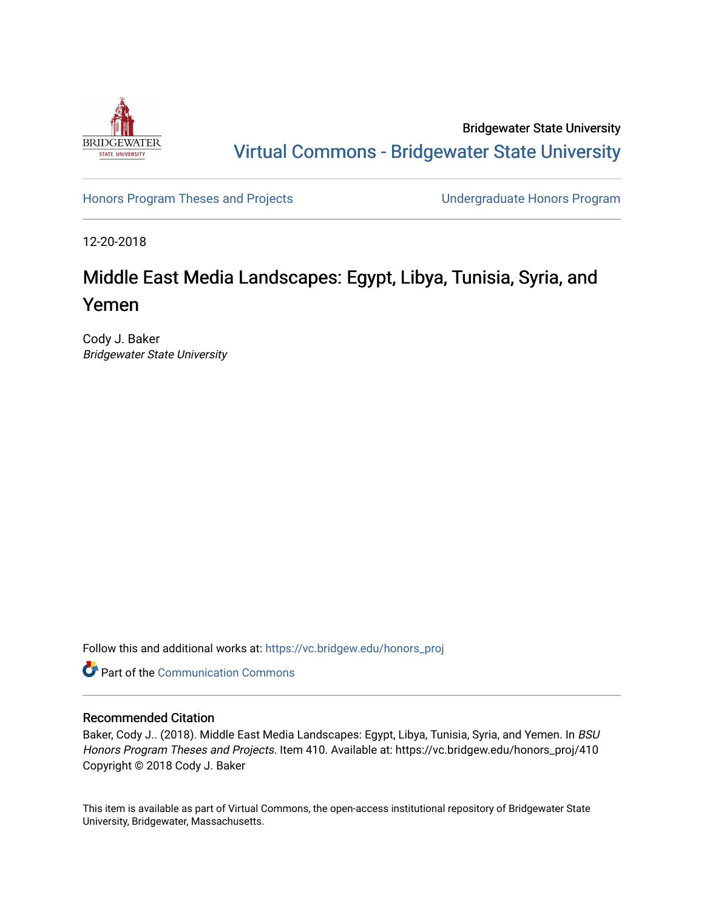Bridgewater State University

Virtual Commons - Bridgewater State University

Honors Program Theses and Projects

Undergraduate Honors Program

12-20-2018

# Middle East Media Landscapes: Egypt, Libya, Tunisia, Syria, and Yemen

Cody J. Baker
*Bridgewater State University*

Follow this and additional works at: https://vc.bridgew.edu/honors_proj

Part of the Communication Commons

### Recommended Citation

Baker, Cody J.. (2018). Middle East Media Landscapes: Egypt, Libya, Tunisia, Syria, and Yemen. In *BSU Honors Program Theses and Projects.* Item 410. Available at: https://vc.bridgew.edu/honors_proj/410
Copyright © 2018 Cody J. Baker

This item is available as part of Virtual Commons, the open-access institutional repository of Bridgewater State University, Bridgewater, Massachusetts.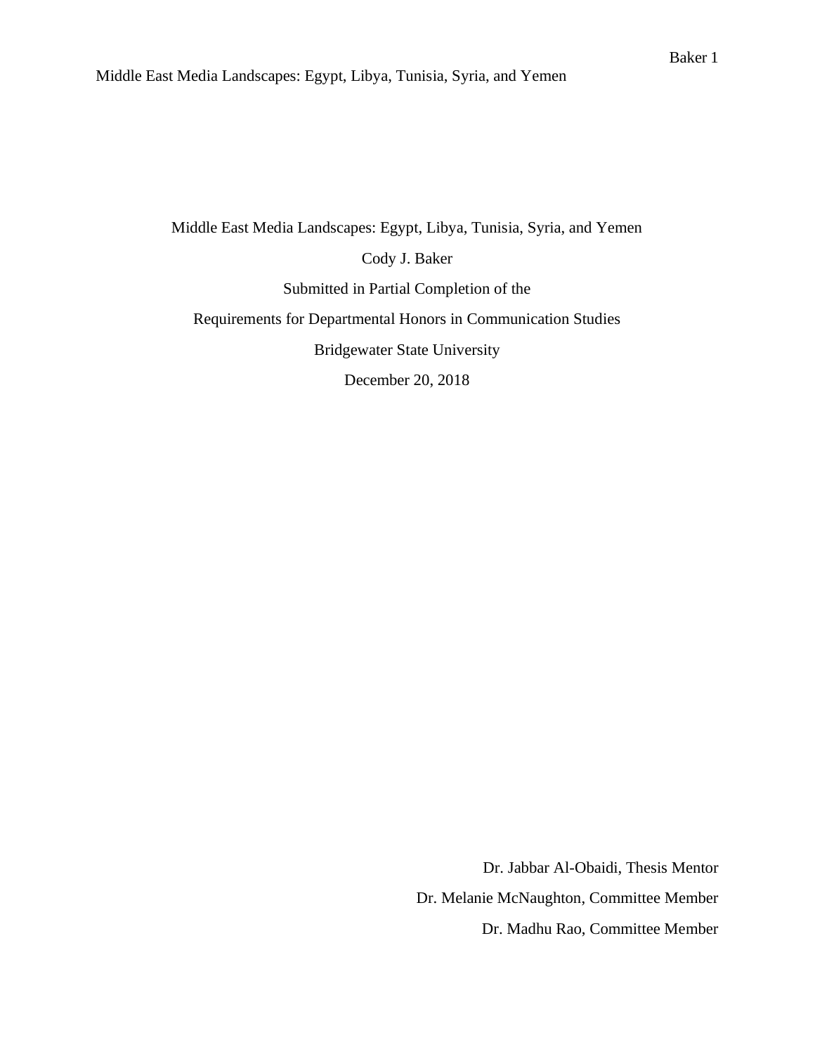Middle East Media Landscapes: Egypt, Libya, Tunisia, Syria, and Yemen

Cody J. Baker

Submitted in Partial Completion of the

Requirements for Departmental Honors in Communication Studies

Bridgewater State University

December 20, 2018

Dr. Jabbar Al-Obaidi, Thesis Mentor

Dr. Melanie McNaughton, Committee Member

Dr. Madhu Rao, Committee Member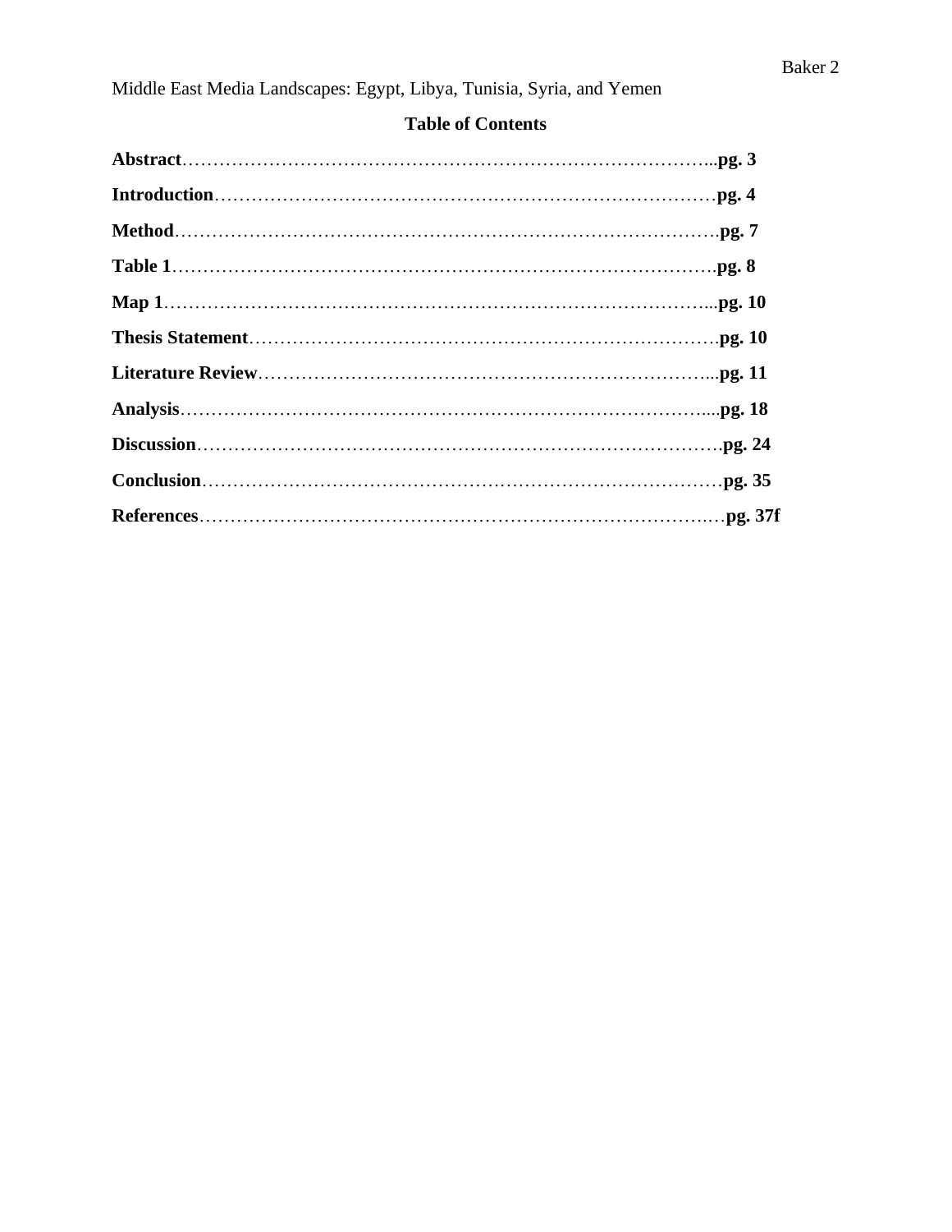Middle East Media Landscapes: Egypt, Libya, Tunisia, Syria, and Yemen

## Table of Contents

**Abstract**……………………………………………………………………………..**pg. 3**

**Introduction**………………………………………………………………………**pg. 4**

**Method**……………………………………………………………………………**pg. 7**

**Table 1**……………………………………………………………………………**pg. 8**

**Map 1**……………………………………………………………………………...**pg. 10**

**Thesis Statement**…………………………………………………………………**pg. 10**

**Literature Review**………………………………………………………………...**pg. 11**

**Analysis**…………………………………………………………………………....**pg. 18**

**Discussion**…………………………………………………………………………**pg. 24**

**Conclusion**………………………………………………………………………**pg. 35**

**References**……………………………………………………………………….…**pg. 37f**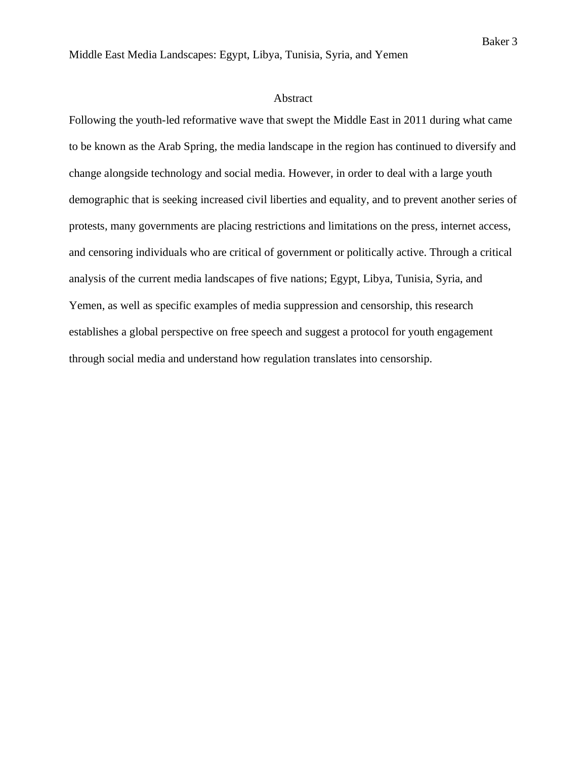Middle East Media Landscapes: Egypt, Libya, Tunisia, Syria, and Yemen

## Abstract

Following the youth-led reformative wave that swept the Middle East in 2011 during what came to be known as the Arab Spring, the media landscape in the region has continued to diversify and change alongside technology and social media. However, in order to deal with a large youth demographic that is seeking increased civil liberties and equality, and to prevent another series of protests, many governments are placing restrictions and limitations on the press, internet access, and censoring individuals who are critical of government or politically active. Through a critical analysis of the current media landscapes of five nations; Egypt, Libya, Tunisia, Syria, and Yemen, as well as specific examples of media suppression and censorship, this research establishes a global perspective on free speech and suggest a protocol for youth engagement through social media and understand how regulation translates into censorship.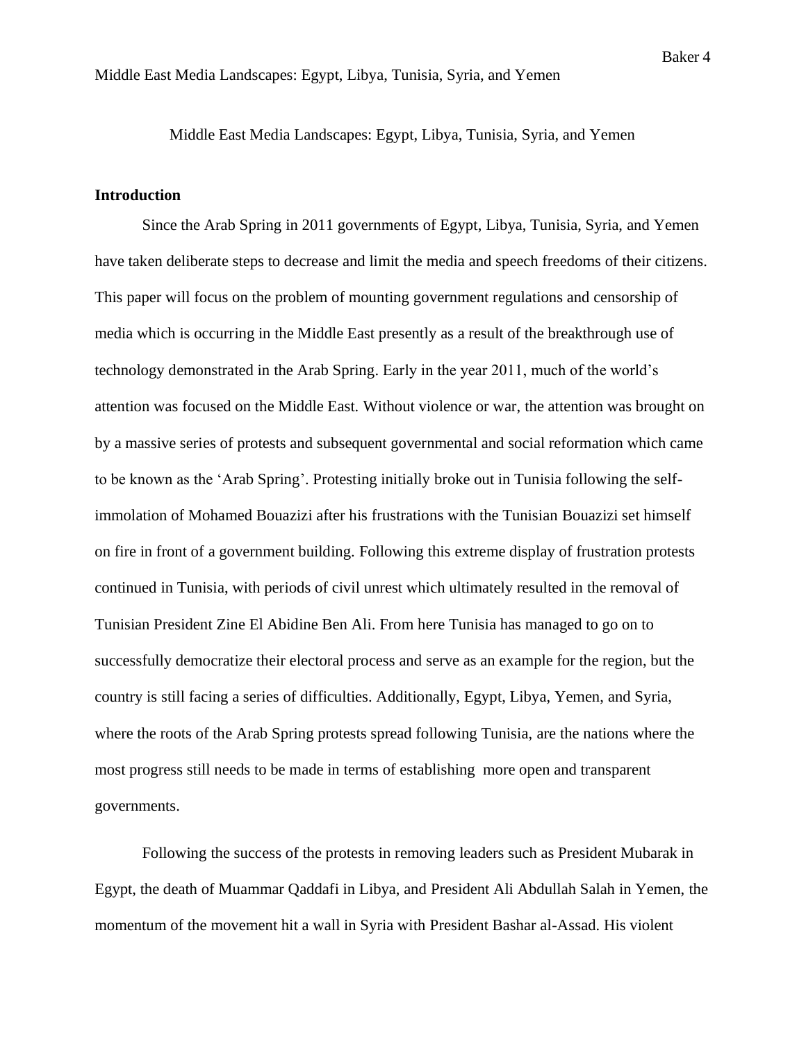Middle East Media Landscapes: Egypt, Libya, Tunisia, Syria, and Yemen

## Introduction

Since the Arab Spring in 2011 governments of Egypt, Libya, Tunisia, Syria, and Yemen have taken deliberate steps to decrease and limit the media and speech freedoms of their citizens. This paper will focus on the problem of mounting government regulations and censorship of media which is occurring in the Middle East presently as a result of the breakthrough use of technology demonstrated in the Arab Spring. Early in the year 2011, much of the world's attention was focused on the Middle East. Without violence or war, the attention was brought on by a massive series of protests and subsequent governmental and social reformation which came to be known as the 'Arab Spring'. Protesting initially broke out in Tunisia following the self-immolation of Mohamed Bouazizi after his frustrations with the Tunisian Bouazizi set himself on fire in front of a government building. Following this extreme display of frustration protests continued in Tunisia, with periods of civil unrest which ultimately resulted in the removal of Tunisian President Zine El Abidine Ben Ali. From here Tunisia has managed to go on to successfully democratize their electoral process and serve as an example for the region, but the country is still facing a series of difficulties. Additionally, Egypt, Libya, Yemen, and Syria, where the roots of the Arab Spring protests spread following Tunisia, are the nations where the most progress still needs to be made in terms of establishing more open and transparent governments.

Following the success of the protests in removing leaders such as President Mubarak in Egypt, the death of Muammar Qaddafi in Libya, and President Ali Abdullah Salah in Yemen, the momentum of the movement hit a wall in Syria with President Bashar al-Assad. His violent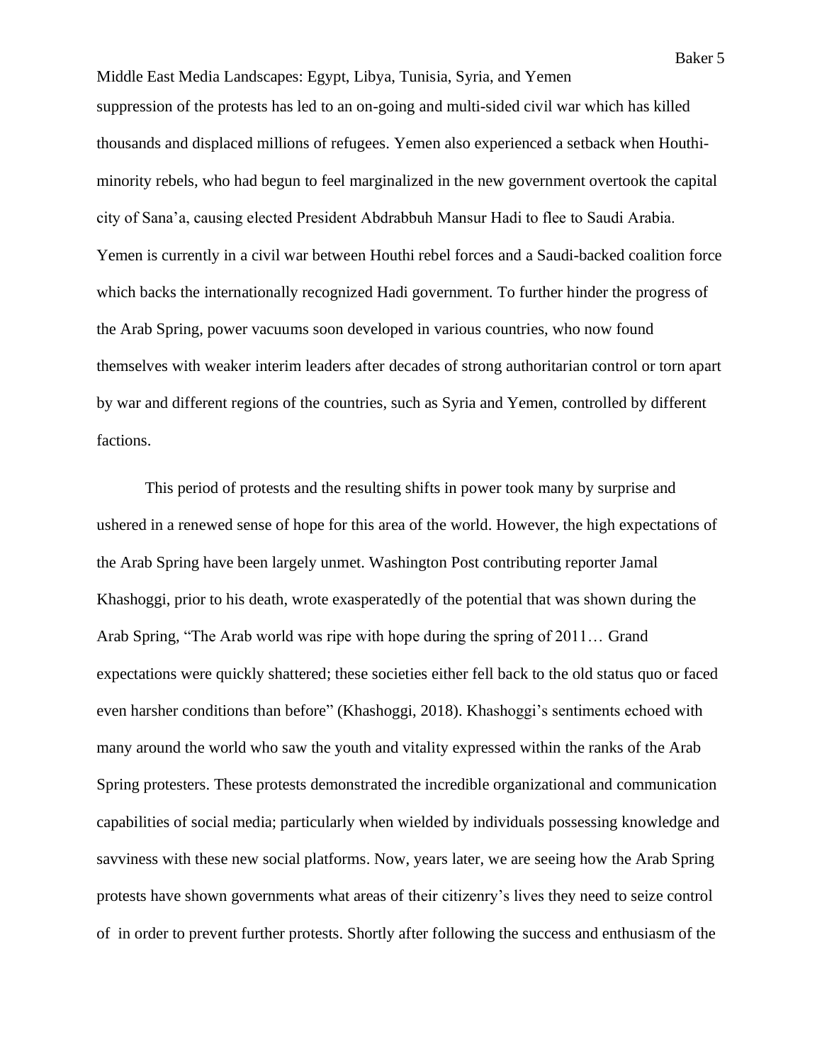suppression of the protests has led to an on-going and multi-sided civil war which has killed thousands and displaced millions of refugees. Yemen also experienced a setback when Houthi-minority rebels, who had begun to feel marginalized in the new government overtook the capital city of Sana'a, causing elected President Abdrabbuh Mansur Hadi to flee to Saudi Arabia. Yemen is currently in a civil war between Houthi rebel forces and a Saudi-backed coalition force which backs the internationally recognized Hadi government. To further hinder the progress of the Arab Spring, power vacuums soon developed in various countries, who now found themselves with weaker interim leaders after decades of strong authoritarian control or torn apart by war and different regions of the countries, such as Syria and Yemen, controlled by different factions.

This period of protests and the resulting shifts in power took many by surprise and ushered in a renewed sense of hope for this area of the world. However, the high expectations of the Arab Spring have been largely unmet. Washington Post contributing reporter Jamal Khashoggi, prior to his death, wrote exasperatedly of the potential that was shown during the Arab Spring, "The Arab world was ripe with hope during the spring of 2011… Grand expectations were quickly shattered; these societies either fell back to the old status quo or faced even harsher conditions than before" (Khashoggi, 2018). Khashoggi's sentiments echoed with many around the world who saw the youth and vitality expressed within the ranks of the Arab Spring protesters. These protests demonstrated the incredible organizational and communication capabilities of social media; particularly when wielded by individuals possessing knowledge and savviness with these new social platforms. Now, years later, we are seeing how the Arab Spring protests have shown governments what areas of their citizenry's lives they need to seize control of in order to prevent further protests. Shortly after following the success and enthusiasm of the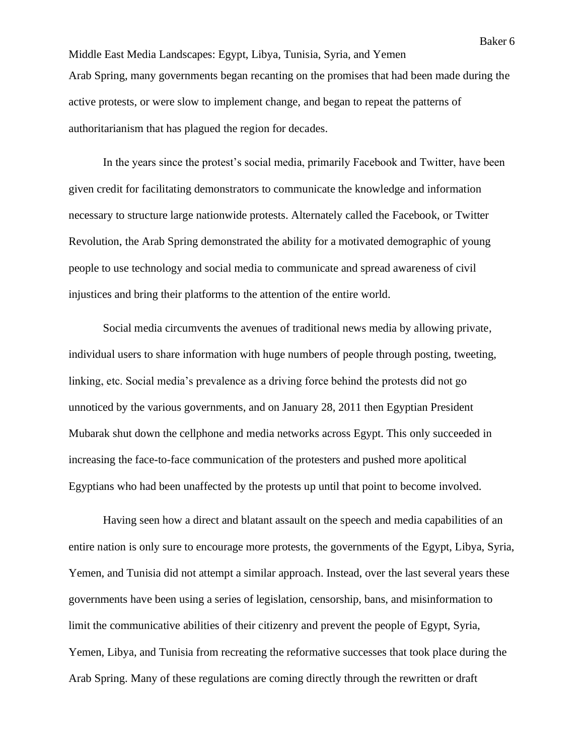Arab Spring, many governments began recanting on the promises that had been made during the active protests, or were slow to implement change, and began to repeat the patterns of authoritarianism that has plagued the region for decades.

In the years since the protest's social media, primarily Facebook and Twitter, have been given credit for facilitating demonstrators to communicate the knowledge and information necessary to structure large nationwide protests. Alternately called the Facebook, or Twitter Revolution, the Arab Spring demonstrated the ability for a motivated demographic of young people to use technology and social media to communicate and spread awareness of civil injustices and bring their platforms to the attention of the entire world.

Social media circumvents the avenues of traditional news media by allowing private, individual users to share information with huge numbers of people through posting, tweeting, linking, etc. Social media's prevalence as a driving force behind the protests did not go unnoticed by the various governments, and on January 28, 2011 then Egyptian President Mubarak shut down the cellphone and media networks across Egypt. This only succeeded in increasing the face-to-face communication of the protesters and pushed more apolitical Egyptians who had been unaffected by the protests up until that point to become involved.

Having seen how a direct and blatant assault on the speech and media capabilities of an entire nation is only sure to encourage more protests, the governments of the Egypt, Libya, Syria, Yemen, and Tunisia did not attempt a similar approach. Instead, over the last several years these governments have been using a series of legislation, censorship, bans, and misinformation to limit the communicative abilities of their citizenry and prevent the people of Egypt, Syria, Yemen, Libya, and Tunisia from recreating the reformative successes that took place during the Arab Spring. Many of these regulations are coming directly through the rewritten or draft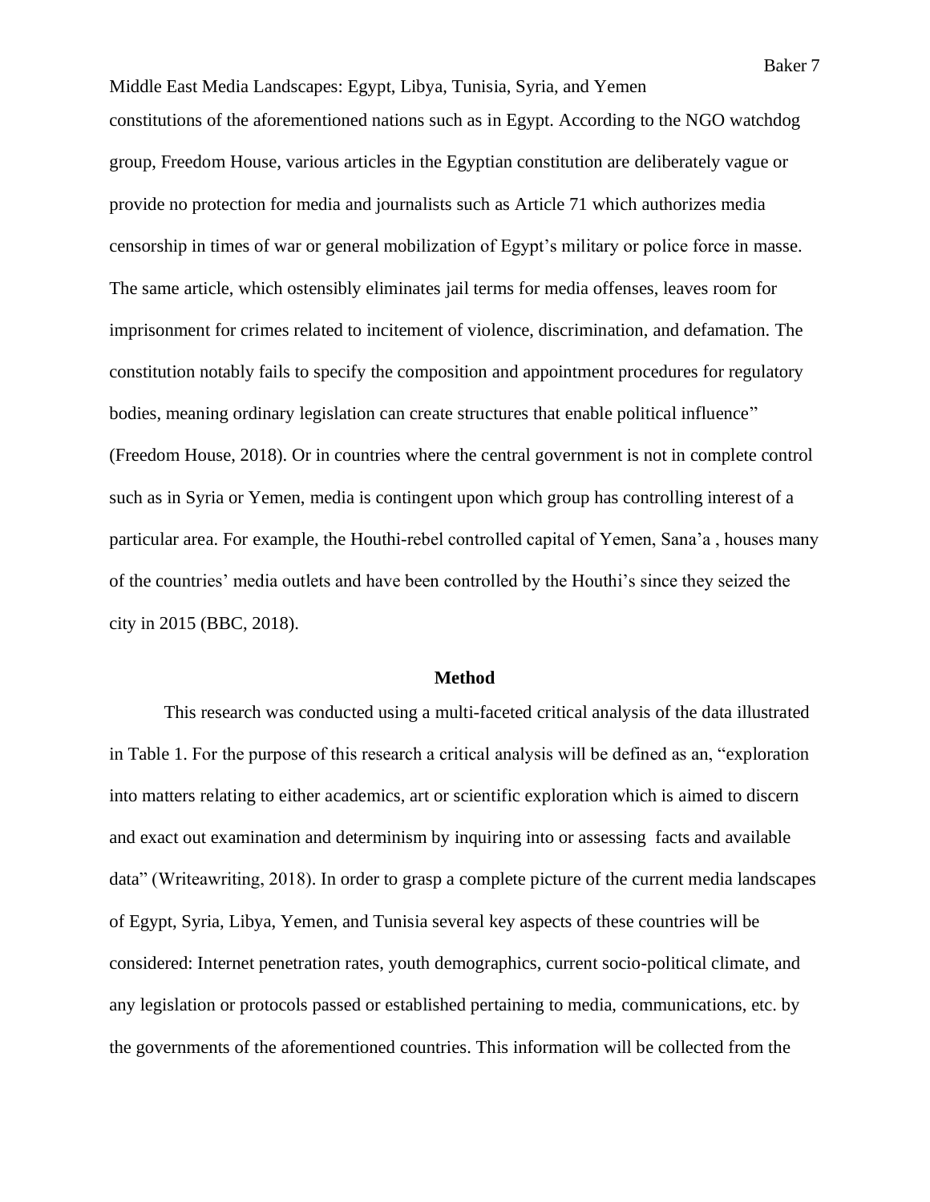constitutions of the aforementioned nations such as in Egypt. According to the NGO watchdog group, Freedom House, various articles in the Egyptian constitution are deliberately vague or provide no protection for media and journalists such as Article 71 which authorizes media censorship in times of war or general mobilization of Egypt's military or police force in masse. The same article, which ostensibly eliminates jail terms for media offenses, leaves room for imprisonment for crimes related to incitement of violence, discrimination, and defamation. The constitution notably fails to specify the composition and appointment procedures for regulatory bodies, meaning ordinary legislation can create structures that enable political influence" (Freedom House, 2018). Or in countries where the central government is not in complete control such as in Syria or Yemen, media is contingent upon which group has controlling interest of a particular area. For example, the Houthi-rebel controlled capital of Yemen, Sana'a , houses many of the countries' media outlets and have been controlled by the Houthi's since they seized the city in 2015 (BBC, 2018).

## Method

This research was conducted using a multi-faceted critical analysis of the data illustrated in Table 1. For the purpose of this research a critical analysis will be defined as an, "exploration into matters relating to either academics, art or scientific exploration which is aimed to discern and exact out examination and determinism by inquiring into or assessing facts and available data" (Writeawriting, 2018). In order to grasp a complete picture of the current media landscapes of Egypt, Syria, Libya, Yemen, and Tunisia several key aspects of these countries will be considered: Internet penetration rates, youth demographics, current socio-political climate, and any legislation or protocols passed or established pertaining to media, communications, etc. by the governments of the aforementioned countries. This information will be collected from the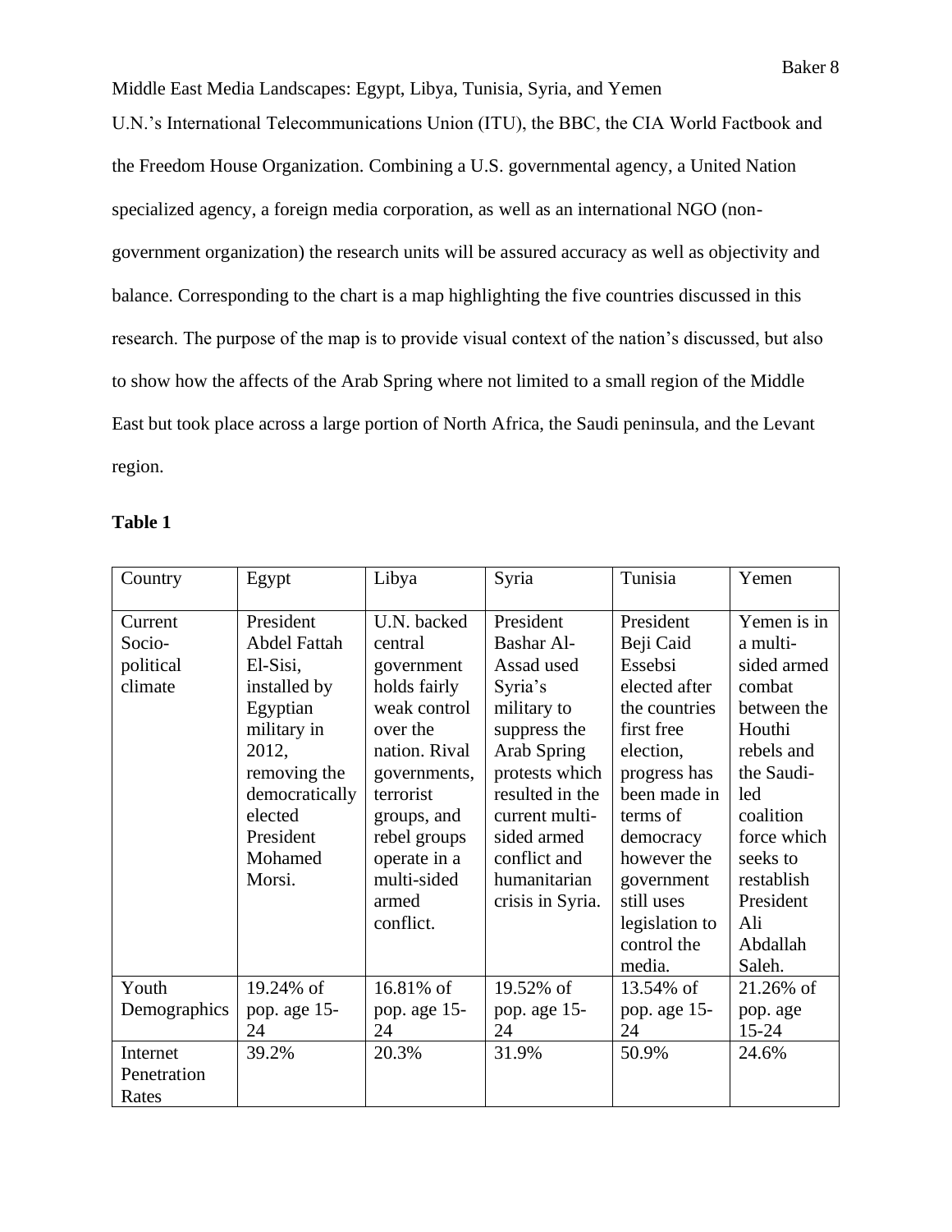U.N.'s International Telecommunications Union (ITU), the BBC, the CIA World Factbook and the Freedom House Organization. Combining a U.S. governmental agency, a United Nation specialized agency, a foreign media corporation, as well as an international NGO (non-government organization) the research units will be assured accuracy as well as objectivity and balance. Corresponding to the chart is a map highlighting the five countries discussed in this research. The purpose of the map is to provide visual context of the nation's discussed, but also to show how the affects of the Arab Spring where not limited to a small region of the Middle East but took place across a large portion of North Africa, the Saudi peninsula, and the Levant region.

**Table 1**

| Country | Egypt | Libya | Syria | Tunisia | Yemen |
|---|---|---|---|---|---|
| Current Socio-political climate | President Abdel Fattah El-Sisi, installed by Egyptian military in 2012, removing the democratically elected President Mohamed Morsi. | U.N. backed central government holds fairly weak control over the nation. Rival governments, terrorist groups, and rebel groups operate in a multi-sided armed conflict. | President Bashar Al-Assad used Syria's military to suppress the Arab Spring protests which resulted in the current multi-sided armed conflict and humanitarian crisis in Syria. | President Beji Caid Essebsi elected after the countries first free election, progress has been made in terms of democracy however the government still uses legislation to control the media. | Yemen is in a multi-sided armed combat between the Houthi rebels and the Saudi-led coalition force which seeks to restablish President Ali Abdallah Saleh. |
| Youth Demographics | 19.24% of pop. age 15-24 | 16.81% of pop. age 15-24 | 19.52% of pop. age 15-24 | 13.54% of pop. age 15-24 | 21.26% of pop. age 15-24 |
| Internet Penetration Rates | 39.2% | 20.3% | 31.9% | 50.9% | 24.6% |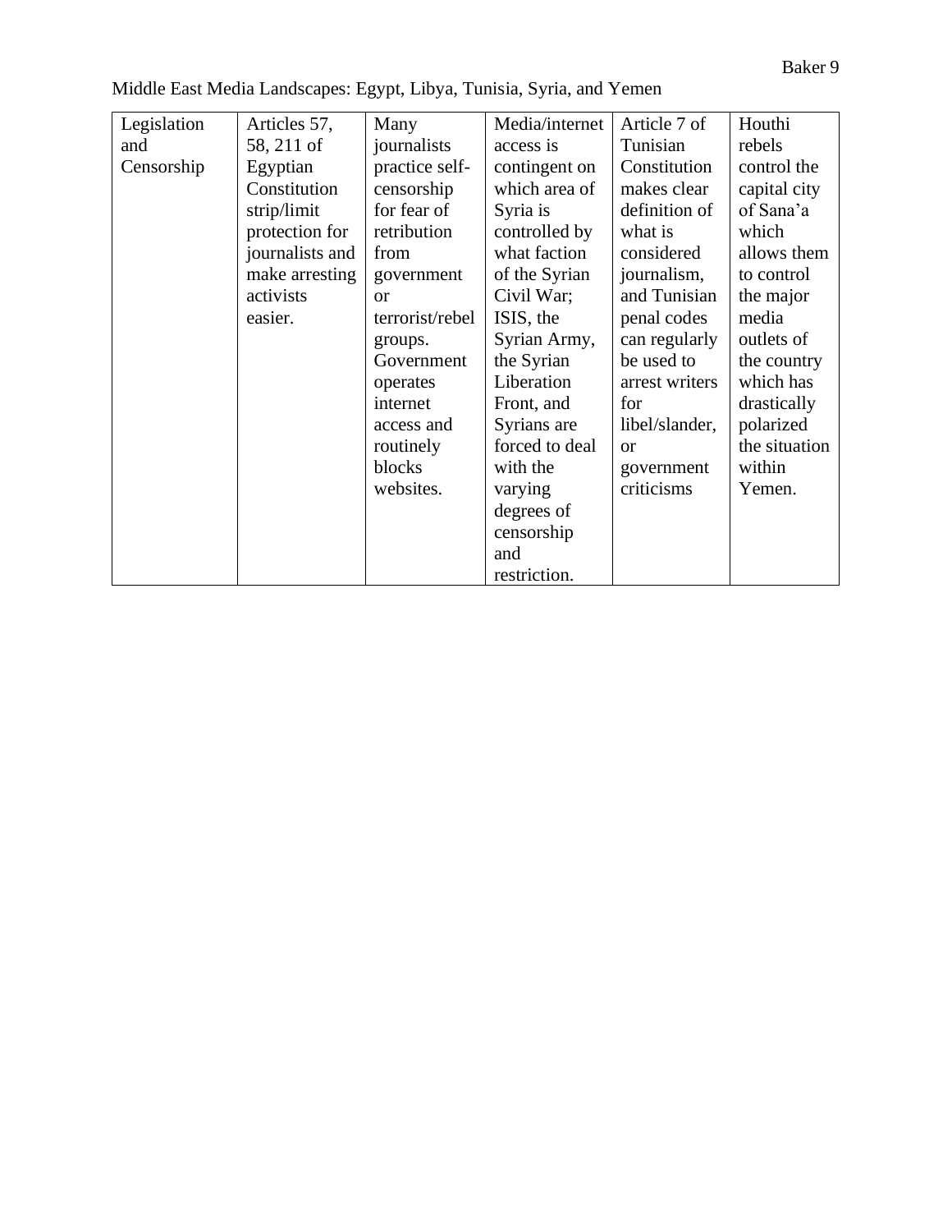Middle East Media Landscapes: Egypt, Libya, Tunisia, Syria, and Yemen

| | | | | | |
|---|---|---|---|---|---|
| Legislation and Censorship | Articles 57, 58, 211 of Egyptian Constitution strip/limit protection for journalists and make arresting activists easier. | Many journalists practice self-censorship for fear of retribution from government or terrorist/rebel groups. Government operates internet access and routinely blocks websites. | Media/internet access is contingent on which area of Syria is controlled by what faction of the Syrian Civil War; ISIS, the Syrian Army, the Syrian Liberation Front, and Syrians are forced to deal with the varying degrees of censorship and restriction. | Article 7 of Tunisian Constitution makes clear definition of what is considered journalism, and Tunisian penal codes can regularly be used to arrest writers for libel/slander, or government criticisms | Houthi rebels control the capital city of Sana'a which allows them to control the major media outlets of the country which has drastically polarized the situation within Yemen. |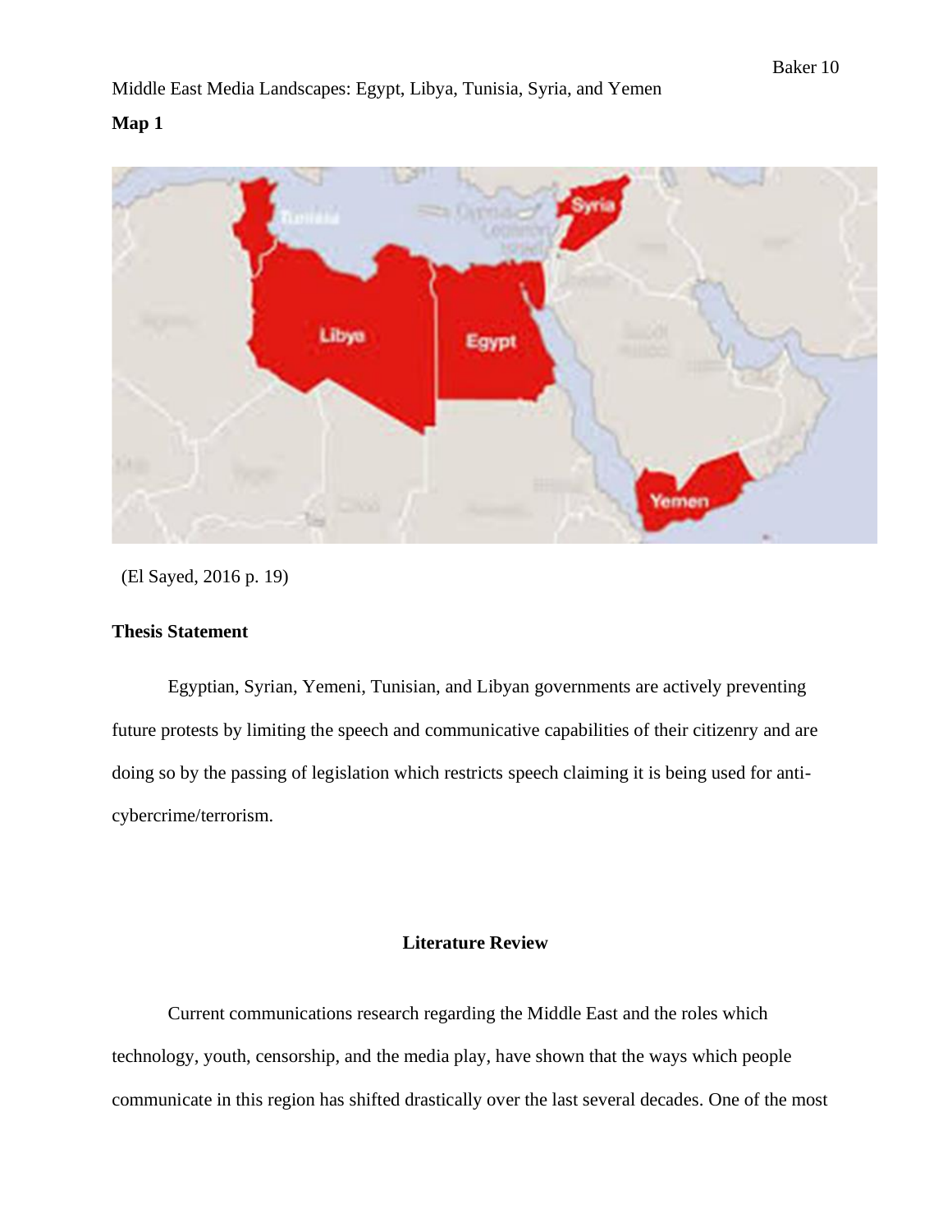Middle East Media Landscapes: Egypt, Libya, Tunisia, Syria, and Yemen

**Map 1**

(El Sayed, 2016 p. 19)

**Thesis Statement**

Egyptian, Syrian, Yemeni, Tunisian, and Libyan governments are actively preventing future protests by limiting the speech and communicative capabilities of their citizenry and are doing so by the passing of legislation which restricts speech claiming it is being used for anti-cybercrime/terrorism.

## Literature Review

Current communications research regarding the Middle East and the roles which technology, youth, censorship, and the media play, have shown that the ways which people communicate in this region has shifted drastically over the last several decades. One of the most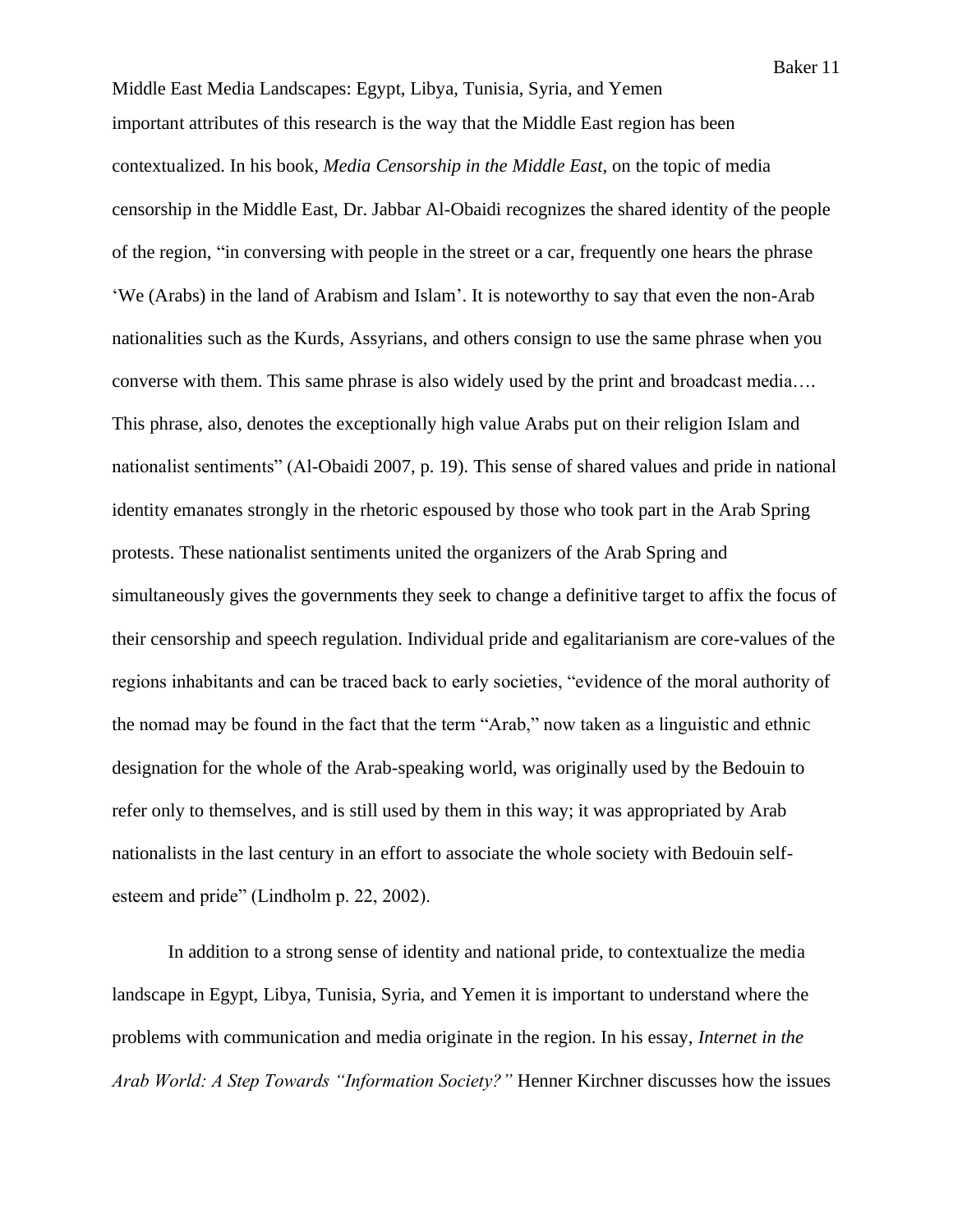important attributes of this research is the way that the Middle East region has been contextualized. In his book, *Media Censorship in the Middle East*, on the topic of media censorship in the Middle East, Dr. Jabbar Al-Obaidi recognizes the shared identity of the people of the region, "in conversing with people in the street or a car, frequently one hears the phrase 'We (Arabs) in the land of Arabism and Islam'. It is noteworthy to say that even the non-Arab nationalities such as the Kurds, Assyrians, and others consign to use the same phrase when you converse with them. This same phrase is also widely used by the print and broadcast media…. This phrase, also, denotes the exceptionally high value Arabs put on their religion Islam and nationalist sentiments" (Al-Obaidi 2007, p. 19). This sense of shared values and pride in national identity emanates strongly in the rhetoric espoused by those who took part in the Arab Spring protests. These nationalist sentiments united the organizers of the Arab Spring and simultaneously gives the governments they seek to change a definitive target to affix the focus of their censorship and speech regulation. Individual pride and egalitarianism are core-values of the regions inhabitants and can be traced back to early societies, "evidence of the moral authority of the nomad may be found in the fact that the term "Arab," now taken as a linguistic and ethnic designation for the whole of the Arab-speaking world, was originally used by the Bedouin to refer only to themselves, and is still used by them in this way; it was appropriated by Arab nationalists in the last century in an effort to associate the whole society with Bedouin self-esteem and pride" (Lindholm p. 22, 2002).

In addition to a strong sense of identity and national pride, to contextualize the media landscape in Egypt, Libya, Tunisia, Syria, and Yemen it is important to understand where the problems with communication and media originate in the region. In his essay, *Internet in the Arab World: A Step Towards "Information Society?"* Henner Kirchner discusses how the issues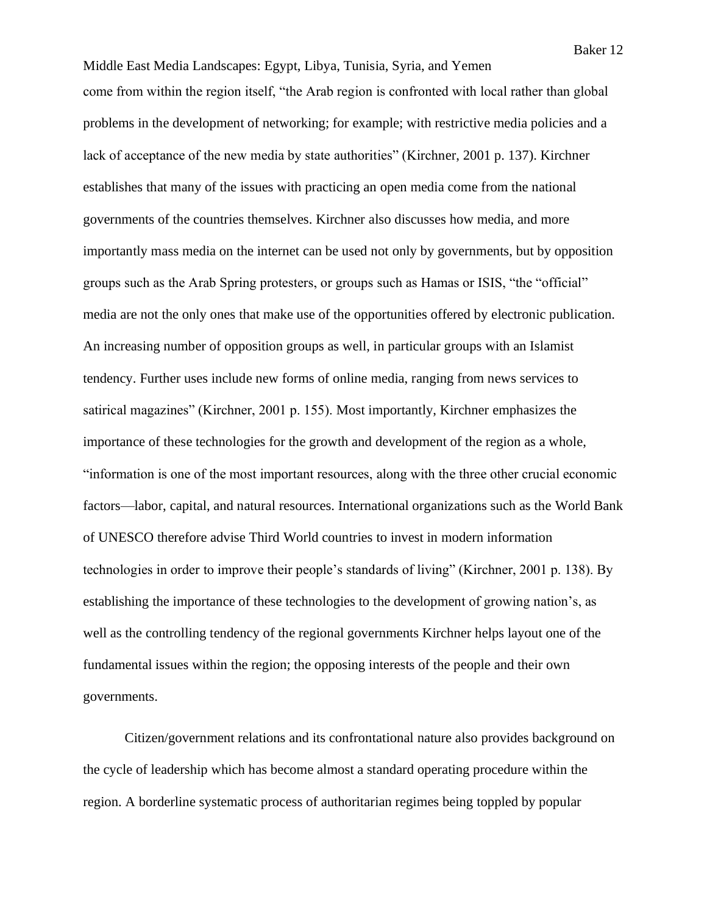come from within the region itself, "the Arab region is confronted with local rather than global problems in the development of networking; for example; with restrictive media policies and a lack of acceptance of the new media by state authorities" (Kirchner, 2001 p. 137). Kirchner establishes that many of the issues with practicing an open media come from the national governments of the countries themselves. Kirchner also discusses how media, and more importantly mass media on the internet can be used not only by governments, but by opposition groups such as the Arab Spring protesters, or groups such as Hamas or ISIS, "the "official" media are not the only ones that make use of the opportunities offered by electronic publication. An increasing number of opposition groups as well, in particular groups with an Islamist tendency. Further uses include new forms of online media, ranging from news services to satirical magazines" (Kirchner, 2001 p. 155). Most importantly, Kirchner emphasizes the importance of these technologies for the growth and development of the region as a whole, "information is one of the most important resources, along with the three other crucial economic factors—labor, capital, and natural resources. International organizations such as the World Bank of UNESCO therefore advise Third World countries to invest in modern information technologies in order to improve their people's standards of living" (Kirchner, 2001 p. 138). By establishing the importance of these technologies to the development of growing nation's, as well as the controlling tendency of the regional governments Kirchner helps layout one of the fundamental issues within the region; the opposing interests of the people and their own governments.

Citizen/government relations and its confrontational nature also provides background on the cycle of leadership which has become almost a standard operating procedure within the region. A borderline systematic process of authoritarian regimes being toppled by popular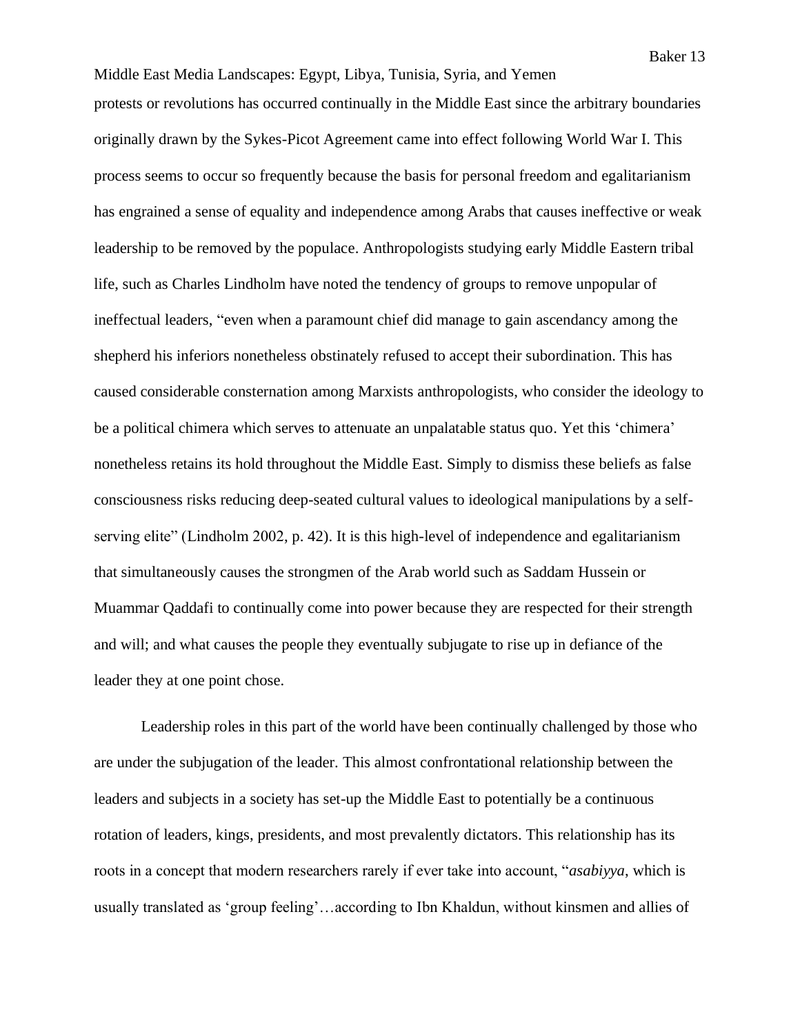protests or revolutions has occurred continually in the Middle East since the arbitrary boundaries originally drawn by the Sykes-Picot Agreement came into effect following World War I. This process seems to occur so frequently because the basis for personal freedom and egalitarianism has engrained a sense of equality and independence among Arabs that causes ineffective or weak leadership to be removed by the populace. Anthropologists studying early Middle Eastern tribal life, such as Charles Lindholm have noted the tendency of groups to remove unpopular of ineffectual leaders, "even when a paramount chief did manage to gain ascendancy among the shepherd his inferiors nonetheless obstinately refused to accept their subordination. This has caused considerable consternation among Marxists anthropologists, who consider the ideology to be a political chimera which serves to attenuate an unpalatable status quo. Yet this 'chimera' nonetheless retains its hold throughout the Middle East. Simply to dismiss these beliefs as false consciousness risks reducing deep-seated cultural values to ideological manipulations by a self-serving elite" (Lindholm 2002, p. 42). It is this high-level of independence and egalitarianism that simultaneously causes the strongmen of the Arab world such as Saddam Hussein or Muammar Qaddafi to continually come into power because they are respected for their strength and will; and what causes the people they eventually subjugate to rise up in defiance of the leader they at one point chose.

Leadership roles in this part of the world have been continually challenged by those who are under the subjugation of the leader. This almost confrontational relationship between the leaders and subjects in a society has set-up the Middle East to potentially be a continuous rotation of leaders, kings, presidents, and most prevalently dictators. This relationship has its roots in a concept that modern researchers rarely if ever take into account, "*asabiyya*, which is usually translated as 'group feeling'…according to Ibn Khaldun, without kinsmen and allies of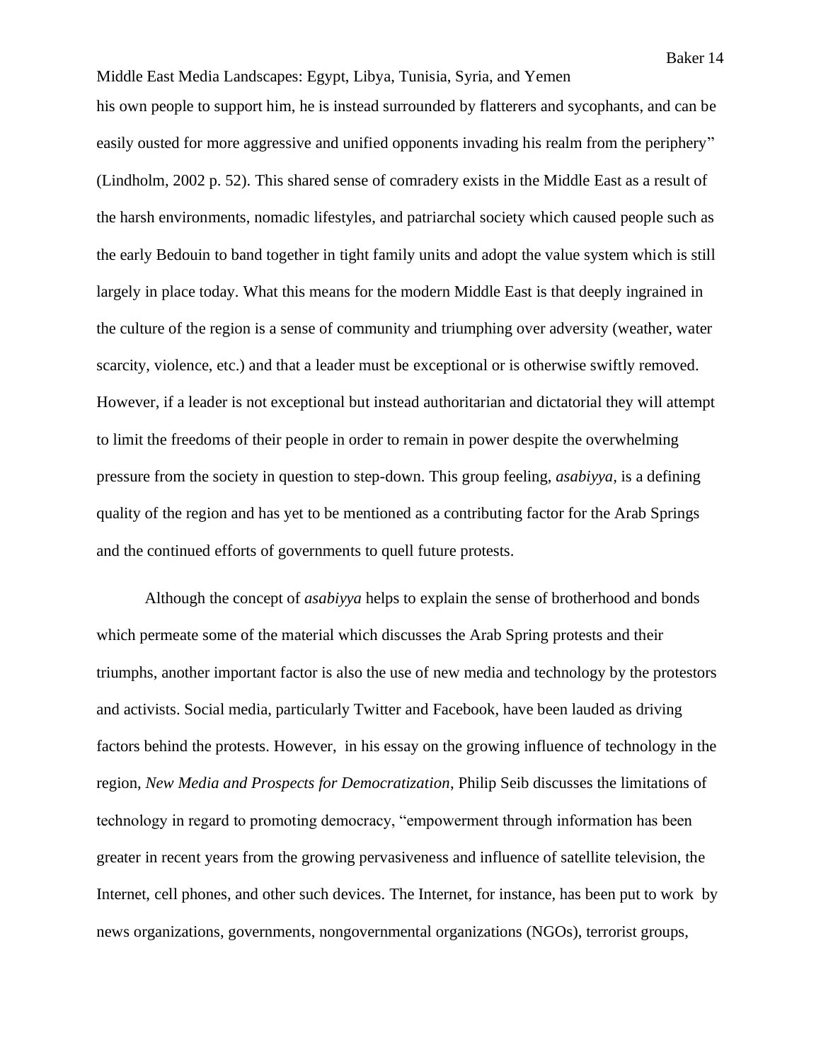his own people to support him, he is instead surrounded by flatterers and sycophants, and can be easily ousted for more aggressive and unified opponents invading his realm from the periphery" (Lindholm, 2002 p. 52). This shared sense of comradery exists in the Middle East as a result of the harsh environments, nomadic lifestyles, and patriarchal society which caused people such as the early Bedouin to band together in tight family units and adopt the value system which is still largely in place today. What this means for the modern Middle East is that deeply ingrained in the culture of the region is a sense of community and triumphing over adversity (weather, water scarcity, violence, etc.) and that a leader must be exceptional or is otherwise swiftly removed. However, if a leader is not exceptional but instead authoritarian and dictatorial they will attempt to limit the freedoms of their people in order to remain in power despite the overwhelming pressure from the society in question to step-down. This group feeling, *asabiyya*, is a defining quality of the region and has yet to be mentioned as a contributing factor for the Arab Springs and the continued efforts of governments to quell future protests.

Although the concept of *asabiyya* helps to explain the sense of brotherhood and bonds which permeate some of the material which discusses the Arab Spring protests and their triumphs, another important factor is also the use of new media and technology by the protestors and activists. Social media, particularly Twitter and Facebook, have been lauded as driving factors behind the protests. However, in his essay on the growing influence of technology in the region, *New Media and Prospects for Democratization*, Philip Seib discusses the limitations of technology in regard to promoting democracy, "empowerment through information has been greater in recent years from the growing pervasiveness and influence of satellite television, the Internet, cell phones, and other such devices. The Internet, for instance, has been put to work by news organizations, governments, nongovernmental organizations (NGOs), terrorist groups,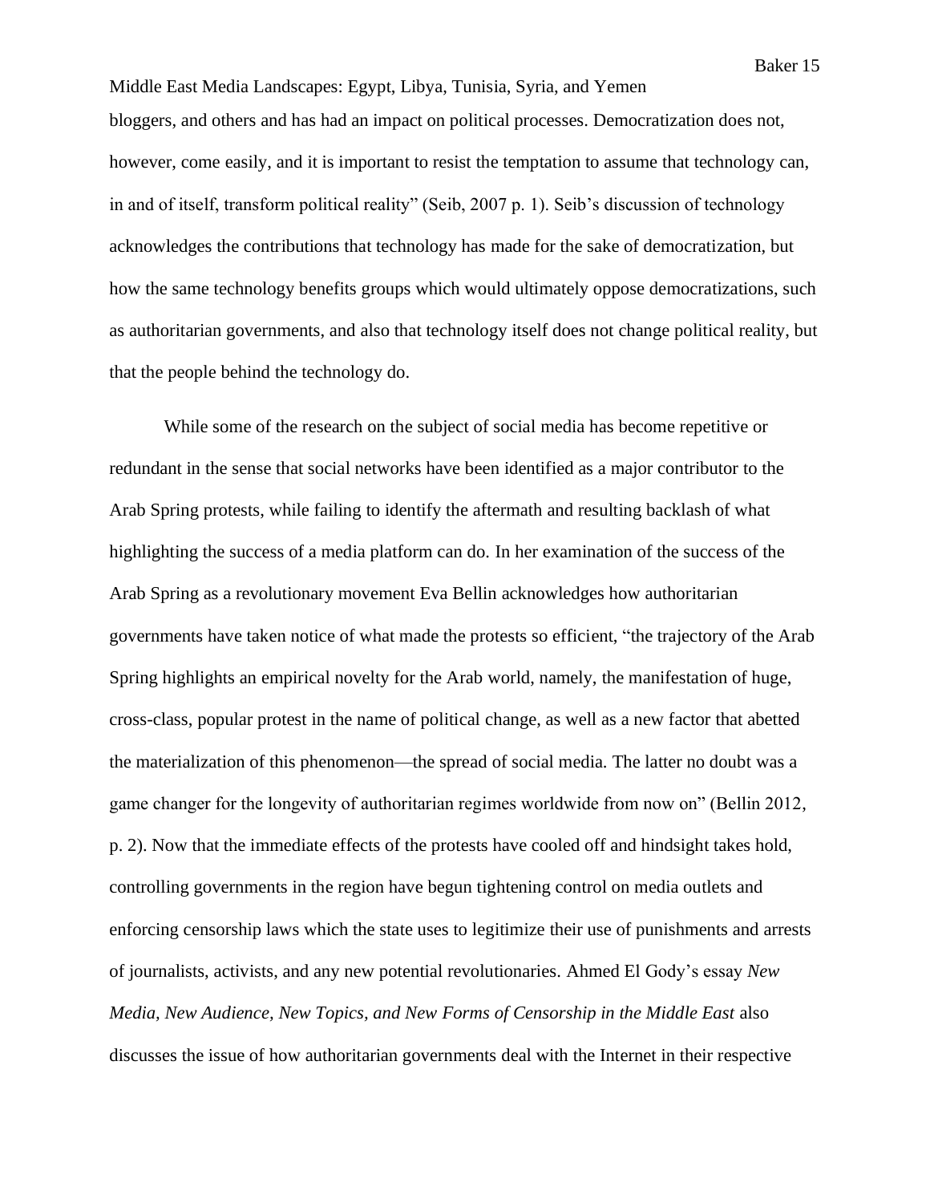bloggers, and others and has had an impact on political processes. Democratization does not, however, come easily, and it is important to resist the temptation to assume that technology can, in and of itself, transform political reality" (Seib, 2007 p. 1). Seib's discussion of technology acknowledges the contributions that technology has made for the sake of democratization, but how the same technology benefits groups which would ultimately oppose democratizations, such as authoritarian governments, and also that technology itself does not change political reality, but that the people behind the technology do.

While some of the research on the subject of social media has become repetitive or redundant in the sense that social networks have been identified as a major contributor to the Arab Spring protests, while failing to identify the aftermath and resulting backlash of what highlighting the success of a media platform can do. In her examination of the success of the Arab Spring as a revolutionary movement Eva Bellin acknowledges how authoritarian governments have taken notice of what made the protests so efficient, "the trajectory of the Arab Spring highlights an empirical novelty for the Arab world, namely, the manifestation of huge, cross-class, popular protest in the name of political change, as well as a new factor that abetted the materialization of this phenomenon—the spread of social media. The latter no doubt was a game changer for the longevity of authoritarian regimes worldwide from now on" (Bellin 2012, p. 2). Now that the immediate effects of the protests have cooled off and hindsight takes hold, controlling governments in the region have begun tightening control on media outlets and enforcing censorship laws which the state uses to legitimize their use of punishments and arrests of journalists, activists, and any new potential revolutionaries. Ahmed El Gody's essay *New Media, New Audience, New Topics, and New Forms of Censorship in the Middle East* also discusses the issue of how authoritarian governments deal with the Internet in their respective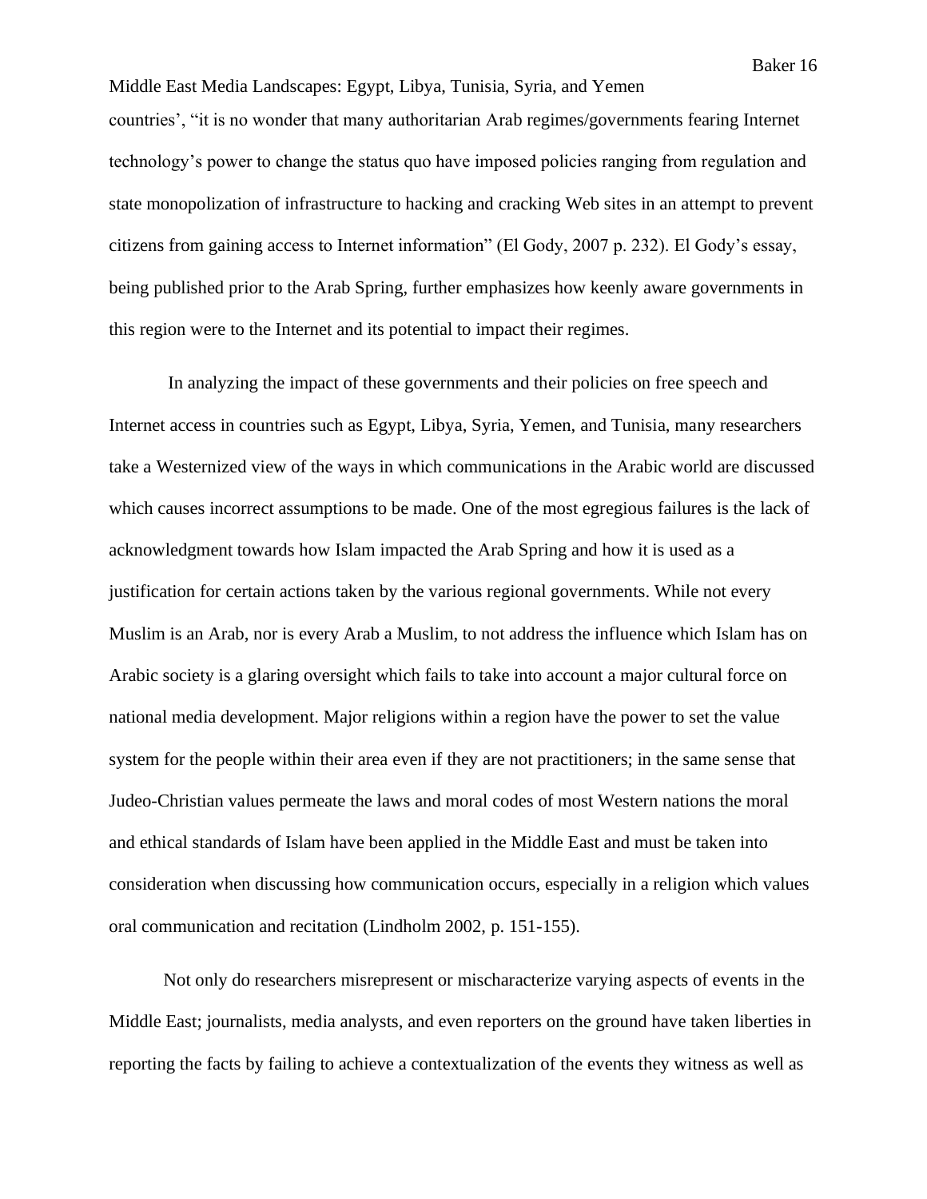countries', "it is no wonder that many authoritarian Arab regimes/governments fearing Internet technology's power to change the status quo have imposed policies ranging from regulation and state monopolization of infrastructure to hacking and cracking Web sites in an attempt to prevent citizens from gaining access to Internet information" (El Gody, 2007 p. 232). El Gody's essay, being published prior to the Arab Spring, further emphasizes how keenly aware governments in this region were to the Internet and its potential to impact their regimes.

In analyzing the impact of these governments and their policies on free speech and Internet access in countries such as Egypt, Libya, Syria, Yemen, and Tunisia, many researchers take a Westernized view of the ways in which communications in the Arabic world are discussed which causes incorrect assumptions to be made. One of the most egregious failures is the lack of acknowledgment towards how Islam impacted the Arab Spring and how it is used as a justification for certain actions taken by the various regional governments. While not every Muslim is an Arab, nor is every Arab a Muslim, to not address the influence which Islam has on Arabic society is a glaring oversight which fails to take into account a major cultural force on national media development. Major religions within a region have the power to set the value system for the people within their area even if they are not practitioners; in the same sense that Judeo-Christian values permeate the laws and moral codes of most Western nations the moral and ethical standards of Islam have been applied in the Middle East and must be taken into consideration when discussing how communication occurs, especially in a religion which values oral communication and recitation (Lindholm 2002, p. 151-155).

Not only do researchers misrepresent or mischaracterize varying aspects of events in the Middle East; journalists, media analysts, and even reporters on the ground have taken liberties in reporting the facts by failing to achieve a contextualization of the events they witness as well as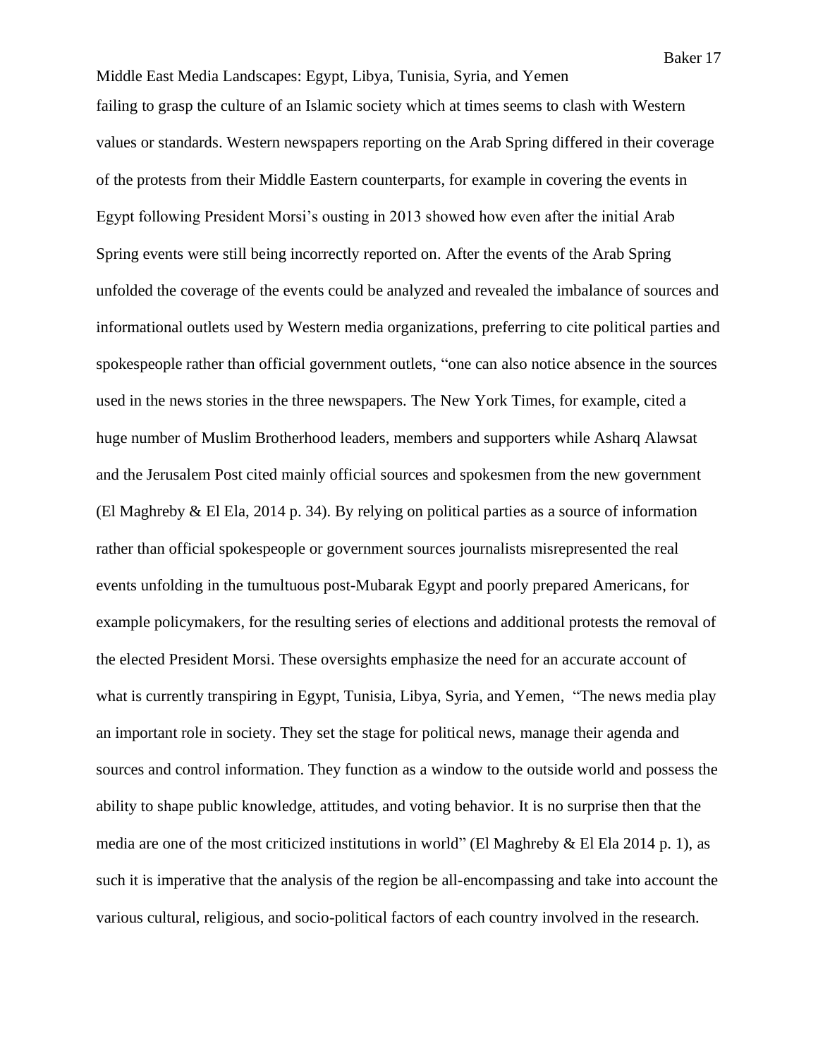failing to grasp the culture of an Islamic society which at times seems to clash with Western values or standards. Western newspapers reporting on the Arab Spring differed in their coverage of the protests from their Middle Eastern counterparts, for example in covering the events in Egypt following President Morsi's ousting in 2013 showed how even after the initial Arab Spring events were still being incorrectly reported on. After the events of the Arab Spring unfolded the coverage of the events could be analyzed and revealed the imbalance of sources and informational outlets used by Western media organizations, preferring to cite political parties and spokespeople rather than official government outlets, "one can also notice absence in the sources used in the news stories in the three newspapers. The New York Times, for example, cited a huge number of Muslim Brotherhood leaders, members and supporters while Asharq Alawsat and the Jerusalem Post cited mainly official sources and spokesmen from the new government (El Maghreby & El Ela, 2014 p. 34). By relying on political parties as a source of information rather than official spokespeople or government sources journalists misrepresented the real events unfolding in the tumultuous post-Mubarak Egypt and poorly prepared Americans, for example policymakers, for the resulting series of elections and additional protests the removal of the elected President Morsi. These oversights emphasize the need for an accurate account of what is currently transpiring in Egypt, Tunisia, Libya, Syria, and Yemen, "The news media play an important role in society. They set the stage for political news, manage their agenda and sources and control information. They function as a window to the outside world and possess the ability to shape public knowledge, attitudes, and voting behavior. It is no surprise then that the media are one of the most criticized institutions in world" (El Maghreby & El Ela 2014 p. 1), as such it is imperative that the analysis of the region be all-encompassing and take into account the various cultural, religious, and socio-political factors of each country involved in the research.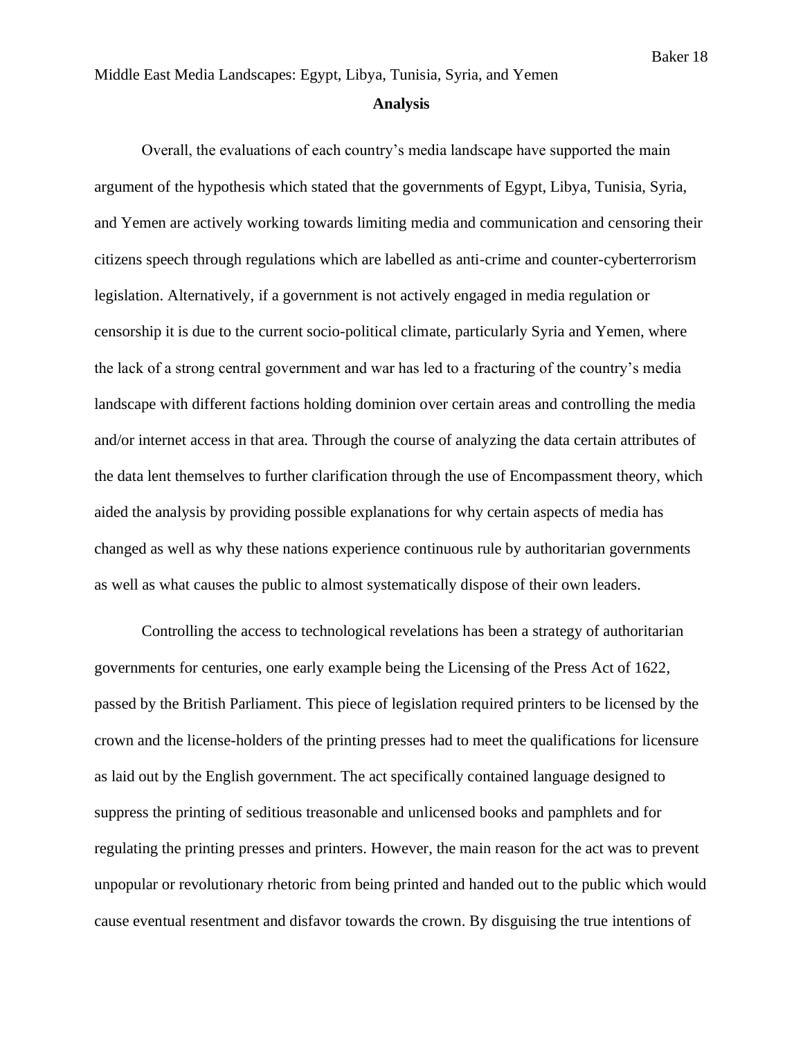## Analysis

Overall, the evaluations of each country's media landscape have supported the main argument of the hypothesis which stated that the governments of Egypt, Libya, Tunisia, Syria, and Yemen are actively working towards limiting media and communication and censoring their citizens speech through regulations which are labelled as anti-crime and counter-cyberterrorism legislation. Alternatively, if a government is not actively engaged in media regulation or censorship it is due to the current socio-political climate, particularly Syria and Yemen, where the lack of a strong central government and war has led to a fracturing of the country's media landscape with different factions holding dominion over certain areas and controlling the media and/or internet access in that area. Through the course of analyzing the data certain attributes of the data lent themselves to further clarification through the use of Encompassment theory, which aided the analysis by providing possible explanations for why certain aspects of media has changed as well as why these nations experience continuous rule by authoritarian governments as well as what causes the public to almost systematically dispose of their own leaders.

Controlling the access to technological revelations has been a strategy of authoritarian governments for centuries, one early example being the Licensing of the Press Act of 1622, passed by the British Parliament. This piece of legislation required printers to be licensed by the crown and the license-holders of the printing presses had to meet the qualifications for licensure as laid out by the English government. The act specifically contained language designed to suppress the printing of seditious treasonable and unlicensed books and pamphlets and for regulating the printing presses and printers. However, the main reason for the act was to prevent unpopular or revolutionary rhetoric from being printed and handed out to the public which would cause eventual resentment and disfavor towards the crown. By disguising the true intentions of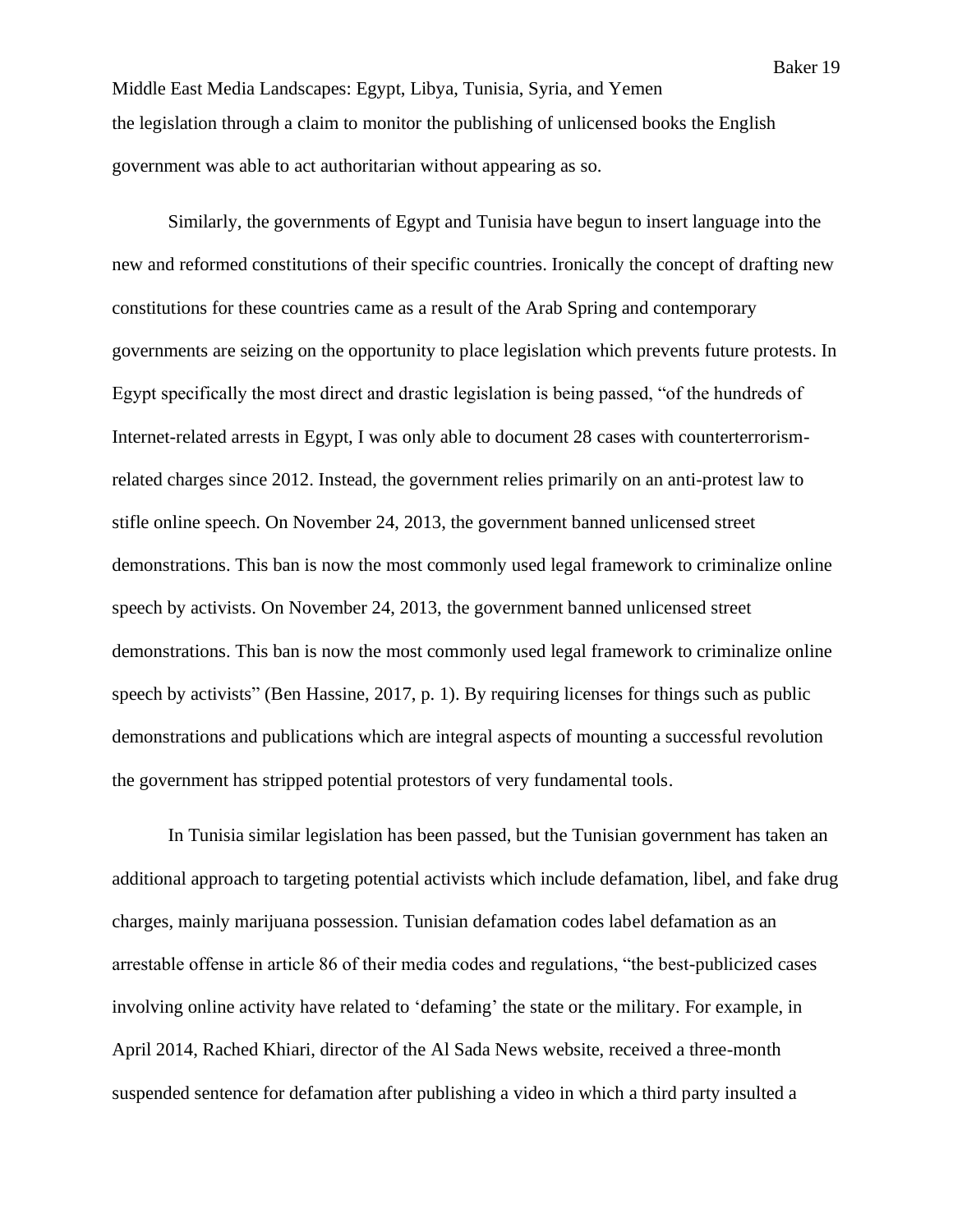the legislation through a claim to monitor the publishing of unlicensed books the English government was able to act authoritarian without appearing as so.

Similarly, the governments of Egypt and Tunisia have begun to insert language into the new and reformed constitutions of their specific countries. Ironically the concept of drafting new constitutions for these countries came as a result of the Arab Spring and contemporary governments are seizing on the opportunity to place legislation which prevents future protests. In Egypt specifically the most direct and drastic legislation is being passed, "of the hundreds of Internet-related arrests in Egypt, I was only able to document 28 cases with counterterrorism-related charges since 2012. Instead, the government relies primarily on an anti-protest law to stifle online speech. On November 24, 2013, the government banned unlicensed street demonstrations. This ban is now the most commonly used legal framework to criminalize online speech by activists. On November 24, 2013, the government banned unlicensed street demonstrations. This ban is now the most commonly used legal framework to criminalize online speech by activists" (Ben Hassine, 2017, p. 1). By requiring licenses for things such as public demonstrations and publications which are integral aspects of mounting a successful revolution the government has stripped potential protestors of very fundamental tools.

In Tunisia similar legislation has been passed, but the Tunisian government has taken an additional approach to targeting potential activists which include defamation, libel, and fake drug charges, mainly marijuana possession. Tunisian defamation codes label defamation as an arrestable offense in article 86 of their media codes and regulations, "the best-publicized cases involving online activity have related to 'defaming' the state or the military. For example, in April 2014, Rached Khiari, director of the Al Sada News website, received a three-month suspended sentence for defamation after publishing a video in which a third party insulted a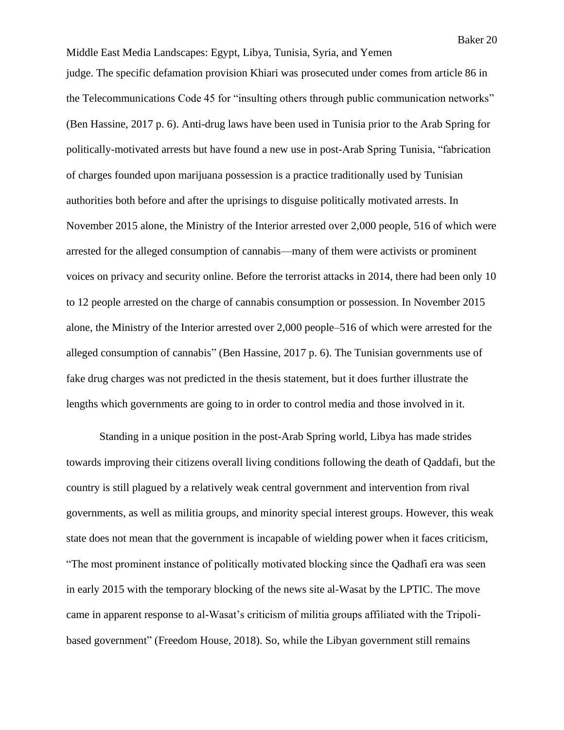judge. The specific defamation provision Khiari was prosecuted under comes from article 86 in the Telecommunications Code 45 for "insulting others through public communication networks" (Ben Hassine, 2017 p. 6). Anti-drug laws have been used in Tunisia prior to the Arab Spring for politically-motivated arrests but have found a new use in post-Arab Spring Tunisia, "fabrication of charges founded upon marijuana possession is a practice traditionally used by Tunisian authorities both before and after the uprisings to disguise politically motivated arrests. In November 2015 alone, the Ministry of the Interior arrested over 2,000 people, 516 of which were arrested for the alleged consumption of cannabis—many of them were activists or prominent voices on privacy and security online. Before the terrorist attacks in 2014, there had been only 10 to 12 people arrested on the charge of cannabis consumption or possession. In November 2015 alone, the Ministry of the Interior arrested over 2,000 people–516 of which were arrested for the alleged consumption of cannabis" (Ben Hassine, 2017 p. 6). The Tunisian governments use of fake drug charges was not predicted in the thesis statement, but it does further illustrate the lengths which governments are going to in order to control media and those involved in it.

Standing in a unique position in the post-Arab Spring world, Libya has made strides towards improving their citizens overall living conditions following the death of Qaddafi, but the country is still plagued by a relatively weak central government and intervention from rival governments, as well as militia groups, and minority special interest groups. However, this weak state does not mean that the government is incapable of wielding power when it faces criticism, "The most prominent instance of politically motivated blocking since the Qadhafi era was seen in early 2015 with the temporary blocking of the news site al-Wasat by the LPTIC. The move came in apparent response to al-Wasat's criticism of militia groups affiliated with the Tripoli-based government" (Freedom House, 2018). So, while the Libyan government still remains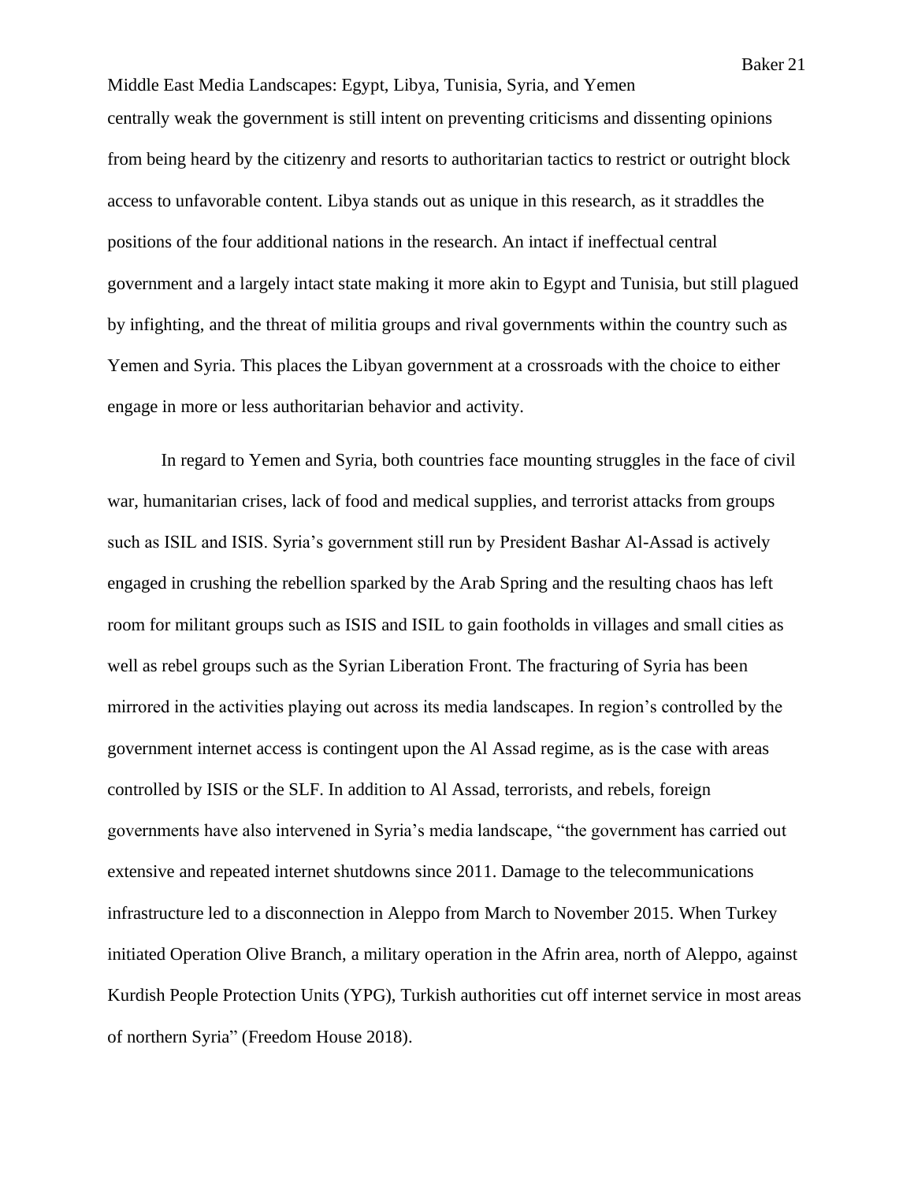centrally weak the government is still intent on preventing criticisms and dissenting opinions from being heard by the citizenry and resorts to authoritarian tactics to restrict or outright block access to unfavorable content. Libya stands out as unique in this research, as it straddles the positions of the four additional nations in the research. An intact if ineffectual central government and a largely intact state making it more akin to Egypt and Tunisia, but still plagued by infighting, and the threat of militia groups and rival governments within the country such as Yemen and Syria. This places the Libyan government at a crossroads with the choice to either engage in more or less authoritarian behavior and activity.

In regard to Yemen and Syria, both countries face mounting struggles in the face of civil war, humanitarian crises, lack of food and medical supplies, and terrorist attacks from groups such as ISIL and ISIS. Syria's government still run by President Bashar Al-Assad is actively engaged in crushing the rebellion sparked by the Arab Spring and the resulting chaos has left room for militant groups such as ISIS and ISIL to gain footholds in villages and small cities as well as rebel groups such as the Syrian Liberation Front. The fracturing of Syria has been mirrored in the activities playing out across its media landscapes. In region's controlled by the government internet access is contingent upon the Al Assad regime, as is the case with areas controlled by ISIS or the SLF. In addition to Al Assad, terrorists, and rebels, foreign governments have also intervened in Syria's media landscape, "the government has carried out extensive and repeated internet shutdowns since 2011. Damage to the telecommunications infrastructure led to a disconnection in Aleppo from March to November 2015. When Turkey initiated Operation Olive Branch, a military operation in the Afrin area, north of Aleppo, against Kurdish People Protection Units (YPG), Turkish authorities cut off internet service in most areas of northern Syria" (Freedom House 2018).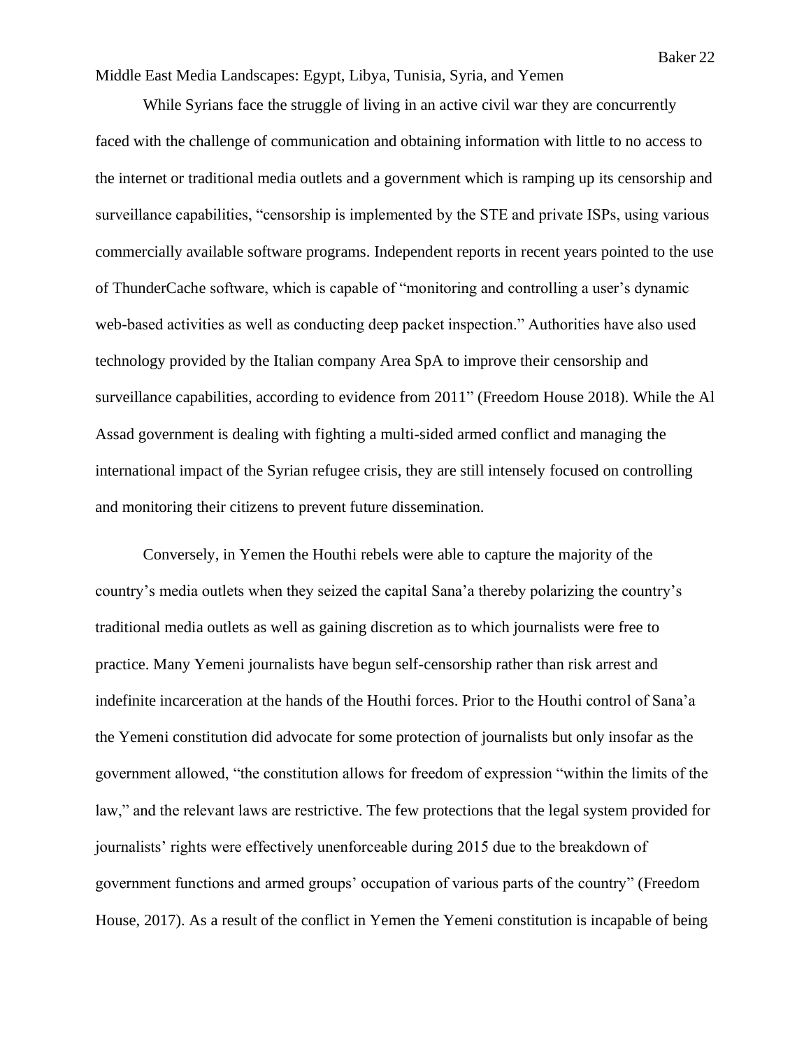While Syrians face the struggle of living in an active civil war they are concurrently faced with the challenge of communication and obtaining information with little to no access to the internet or traditional media outlets and a government which is ramping up its censorship and surveillance capabilities, "censorship is implemented by the STE and private ISPs, using various commercially available software programs. Independent reports in recent years pointed to the use of ThunderCache software, which is capable of "monitoring and controlling a user's dynamic web-based activities as well as conducting deep packet inspection." Authorities have also used technology provided by the Italian company Area SpA to improve their censorship and surveillance capabilities, according to evidence from 2011" (Freedom House 2018). While the Al Assad government is dealing with fighting a multi-sided armed conflict and managing the international impact of the Syrian refugee crisis, they are still intensely focused on controlling and monitoring their citizens to prevent future dissemination.

Conversely, in Yemen the Houthi rebels were able to capture the majority of the country's media outlets when they seized the capital Sana'a thereby polarizing the country's traditional media outlets as well as gaining discretion as to which journalists were free to practice. Many Yemeni journalists have begun self-censorship rather than risk arrest and indefinite incarceration at the hands of the Houthi forces. Prior to the Houthi control of Sana'a the Yemeni constitution did advocate for some protection of journalists but only insofar as the government allowed, "the constitution allows for freedom of expression "within the limits of the law," and the relevant laws are restrictive. The few protections that the legal system provided for journalists' rights were effectively unenforceable during 2015 due to the breakdown of government functions and armed groups' occupation of various parts of the country" (Freedom House, 2017). As a result of the conflict in Yemen the Yemeni constitution is incapable of being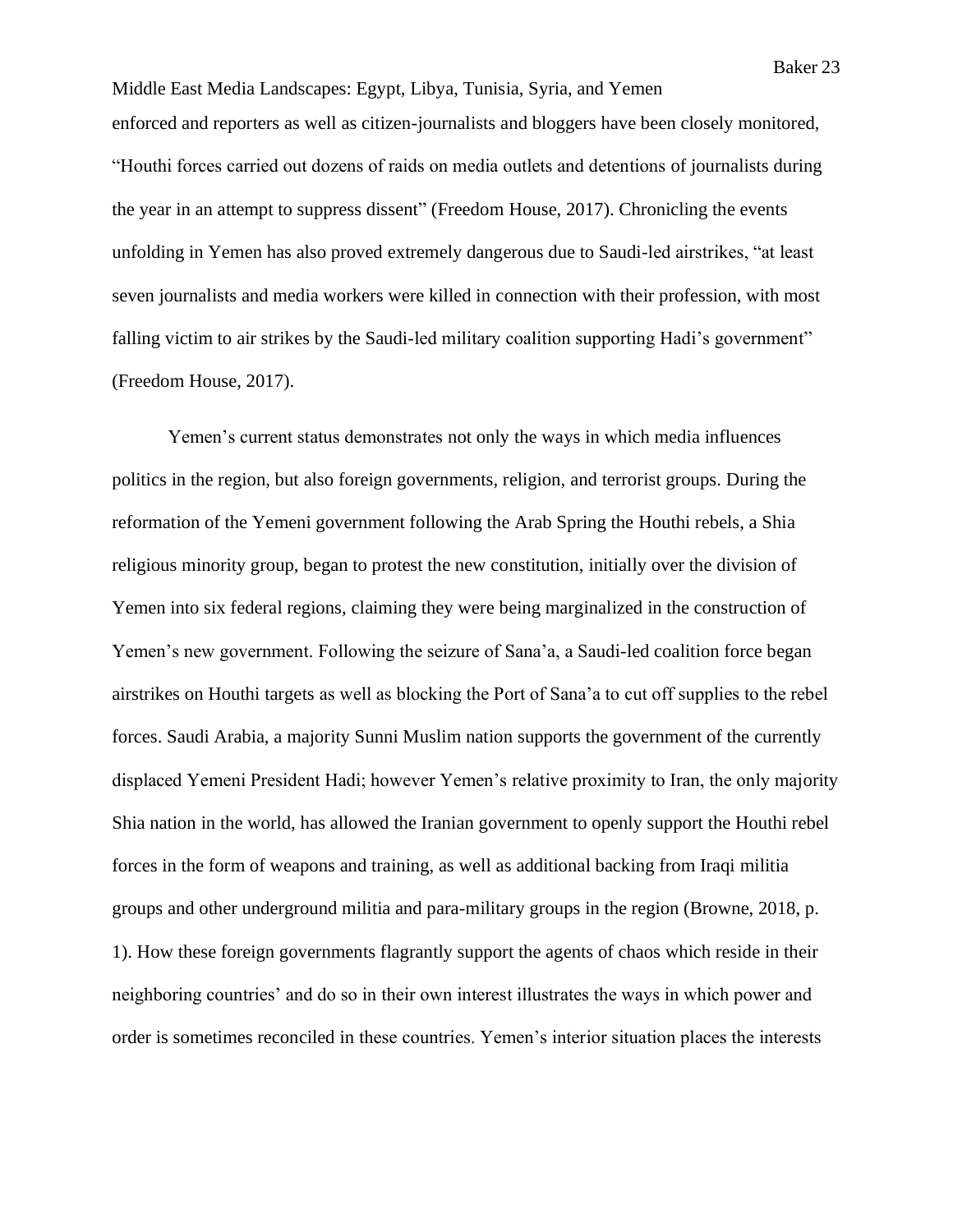enforced and reporters as well as citizen-journalists and bloggers have been closely monitored, "Houthi forces carried out dozens of raids on media outlets and detentions of journalists during the year in an attempt to suppress dissent" (Freedom House, 2017). Chronicling the events unfolding in Yemen has also proved extremely dangerous due to Saudi-led airstrikes, "at least seven journalists and media workers were killed in connection with their profession, with most falling victim to air strikes by the Saudi-led military coalition supporting Hadi's government" (Freedom House, 2017).

Yemen's current status demonstrates not only the ways in which media influences politics in the region, but also foreign governments, religion, and terrorist groups. During the reformation of the Yemeni government following the Arab Spring the Houthi rebels, a Shia religious minority group, began to protest the new constitution, initially over the division of Yemen into six federal regions, claiming they were being marginalized in the construction of Yemen's new government. Following the seizure of Sana'a, a Saudi-led coalition force began airstrikes on Houthi targets as well as blocking the Port of Sana'a to cut off supplies to the rebel forces. Saudi Arabia, a majority Sunni Muslim nation supports the government of the currently displaced Yemeni President Hadi; however Yemen's relative proximity to Iran, the only majority Shia nation in the world, has allowed the Iranian government to openly support the Houthi rebel forces in the form of weapons and training, as well as additional backing from Iraqi militia groups and other underground militia and para-military groups in the region (Browne, 2018, p. 1). How these foreign governments flagrantly support the agents of chaos which reside in their neighboring countries' and do so in their own interest illustrates the ways in which power and order is sometimes reconciled in these countries. Yemen's interior situation places the interests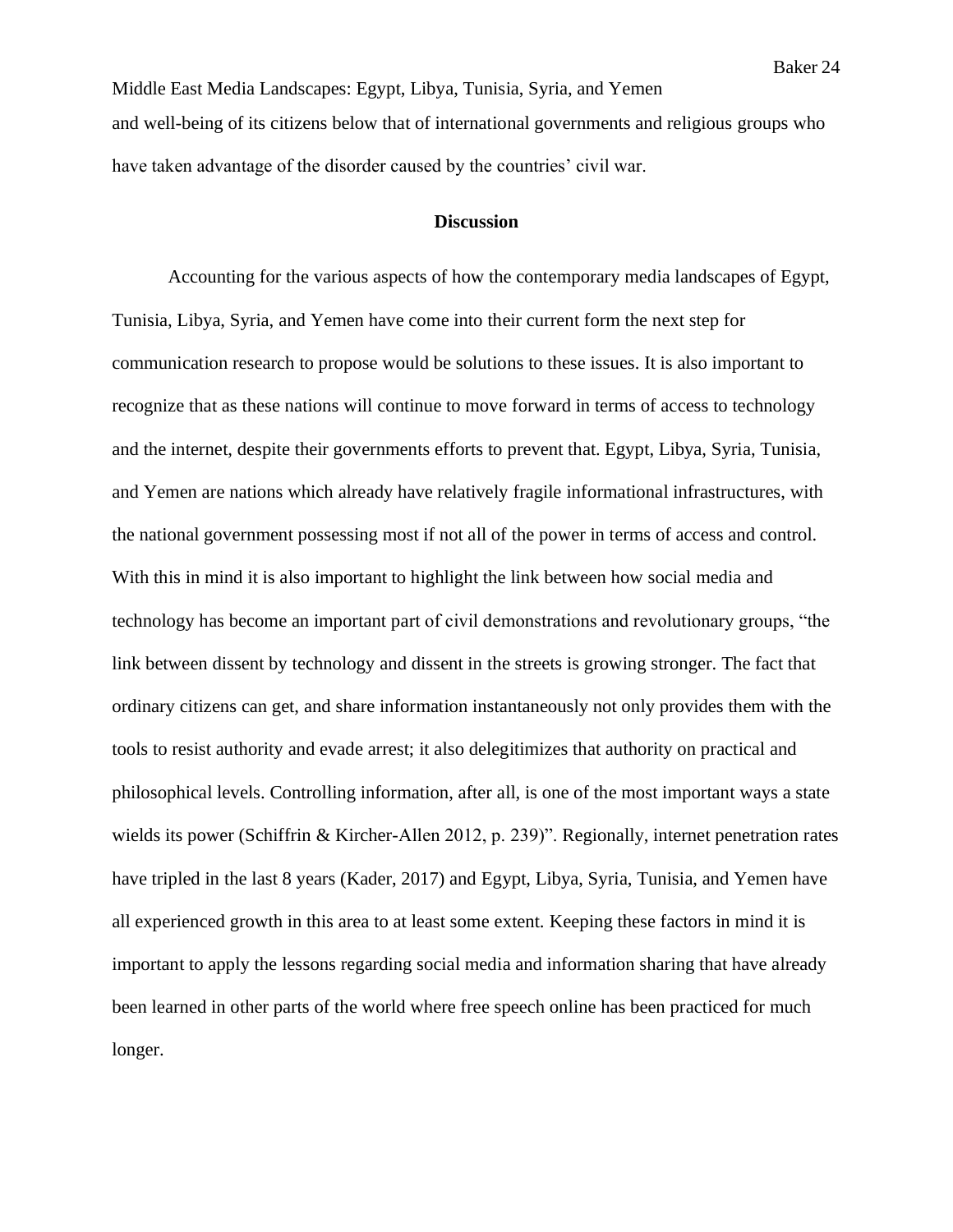and well-being of its citizens below that of international governments and religious groups who have taken advantage of the disorder caused by the countries' civil war.

## Discussion

Accounting for the various aspects of how the contemporary media landscapes of Egypt, Tunisia, Libya, Syria, and Yemen have come into their current form the next step for communication research to propose would be solutions to these issues. It is also important to recognize that as these nations will continue to move forward in terms of access to technology and the internet, despite their governments efforts to prevent that. Egypt, Libya, Syria, Tunisia, and Yemen are nations which already have relatively fragile informational infrastructures, with the national government possessing most if not all of the power in terms of access and control. With this in mind it is also important to highlight the link between how social media and technology has become an important part of civil demonstrations and revolutionary groups, "the link between dissent by technology and dissent in the streets is growing stronger. The fact that ordinary citizens can get, and share information instantaneously not only provides them with the tools to resist authority and evade arrest; it also delegitimizes that authority on practical and philosophical levels. Controlling information, after all, is one of the most important ways a state wields its power (Schiffrin & Kircher-Allen 2012, p. 239)". Regionally, internet penetration rates have tripled in the last 8 years (Kader, 2017) and Egypt, Libya, Syria, Tunisia, and Yemen have all experienced growth in this area to at least some extent. Keeping these factors in mind it is important to apply the lessons regarding social media and information sharing that have already been learned in other parts of the world where free speech online has been practiced for much longer.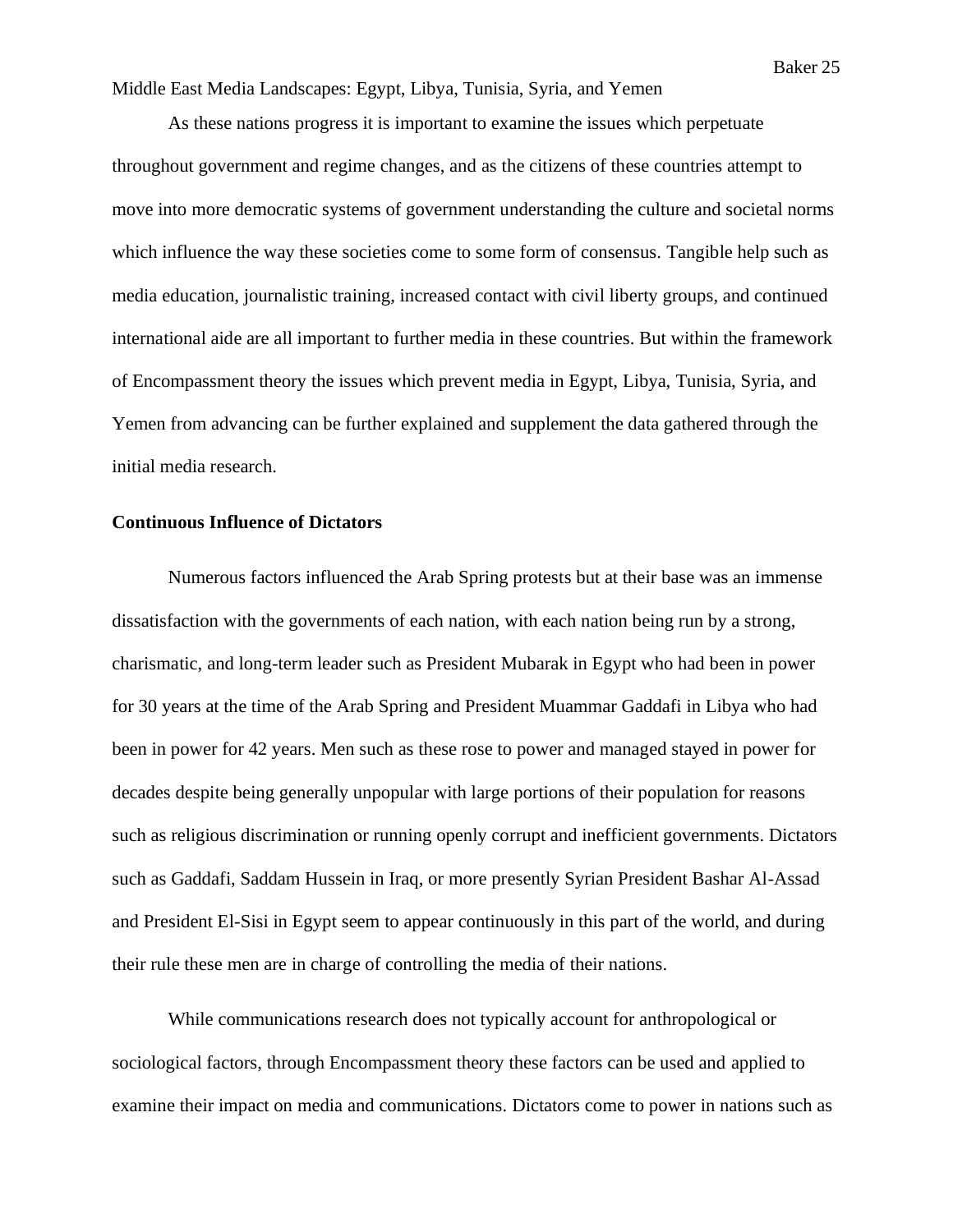As these nations progress it is important to examine the issues which perpetuate throughout government and regime changes, and as the citizens of these countries attempt to move into more democratic systems of government understanding the culture and societal norms which influence the way these societies come to some form of consensus. Tangible help such as media education, journalistic training, increased contact with civil liberty groups, and continued international aide are all important to further media in these countries. But within the framework of Encompassment theory the issues which prevent media in Egypt, Libya, Tunisia, Syria, and Yemen from advancing can be further explained and supplement the data gathered through the initial media research.

**Continuous Influence of Dictators**

Numerous factors influenced the Arab Spring protests but at their base was an immense dissatisfaction with the governments of each nation, with each nation being run by a strong, charismatic, and long-term leader such as President Mubarak in Egypt who had been in power for 30 years at the time of the Arab Spring and President Muammar Gaddafi in Libya who had been in power for 42 years. Men such as these rose to power and managed stayed in power for decades despite being generally unpopular with large portions of their population for reasons such as religious discrimination or running openly corrupt and inefficient governments. Dictators such as Gaddafi, Saddam Hussein in Iraq, or more presently Syrian President Bashar Al-Assad and President El-Sisi in Egypt seem to appear continuously in this part of the world, and during their rule these men are in charge of controlling the media of their nations.

While communications research does not typically account for anthropological or sociological factors, through Encompassment theory these factors can be used and applied to examine their impact on media and communications. Dictators come to power in nations such as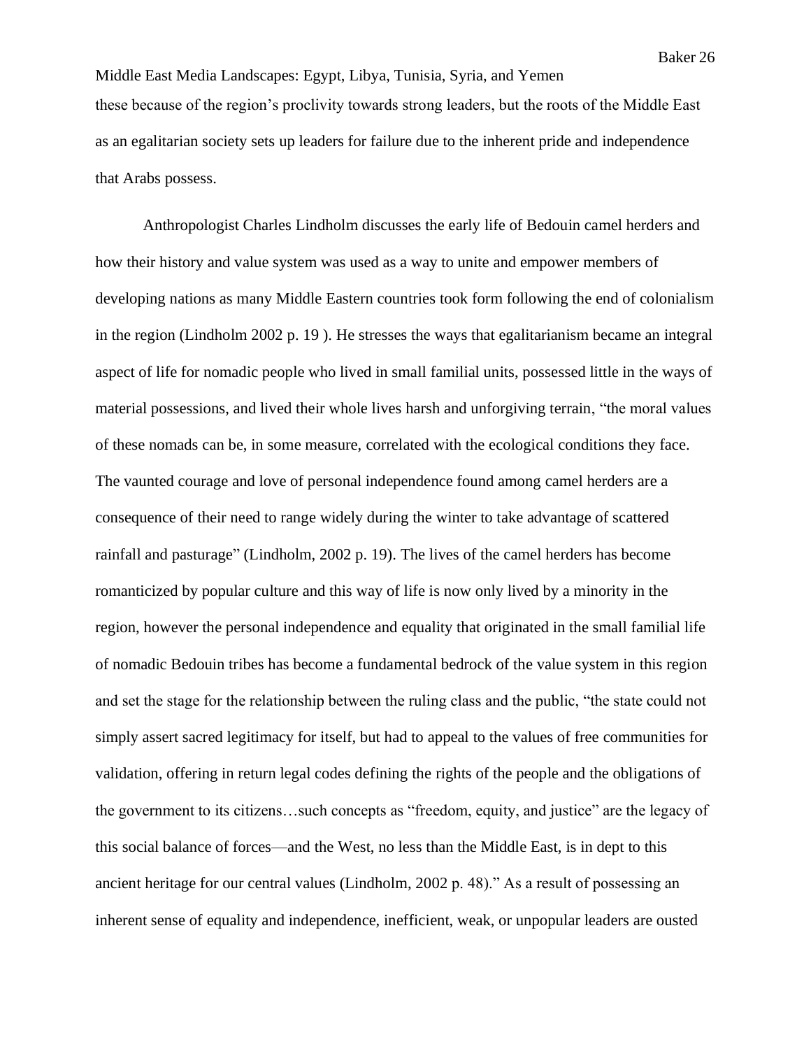these because of the region's proclivity towards strong leaders, but the roots of the Middle East as an egalitarian society sets up leaders for failure due to the inherent pride and independence that Arabs possess.

Anthropologist Charles Lindholm discusses the early life of Bedouin camel herders and how their history and value system was used as a way to unite and empower members of developing nations as many Middle Eastern countries took form following the end of colonialism in the region (Lindholm 2002 p. 19 ). He stresses the ways that egalitarianism became an integral aspect of life for nomadic people who lived in small familial units, possessed little in the ways of material possessions, and lived their whole lives harsh and unforgiving terrain, "the moral values of these nomads can be, in some measure, correlated with the ecological conditions they face. The vaunted courage and love of personal independence found among camel herders are a consequence of their need to range widely during the winter to take advantage of scattered rainfall and pasturage" (Lindholm, 2002 p. 19). The lives of the camel herders has become romanticized by popular culture and this way of life is now only lived by a minority in the region, however the personal independence and equality that originated in the small familial life of nomadic Bedouin tribes has become a fundamental bedrock of the value system in this region and set the stage for the relationship between the ruling class and the public, "the state could not simply assert sacred legitimacy for itself, but had to appeal to the values of free communities for validation, offering in return legal codes defining the rights of the people and the obligations of the government to its citizens…such concepts as "freedom, equity, and justice" are the legacy of this social balance of forces—and the West, no less than the Middle East, is in dept to this ancient heritage for our central values (Lindholm, 2002 p. 48)." As a result of possessing an inherent sense of equality and independence, inefficient, weak, or unpopular leaders are ousted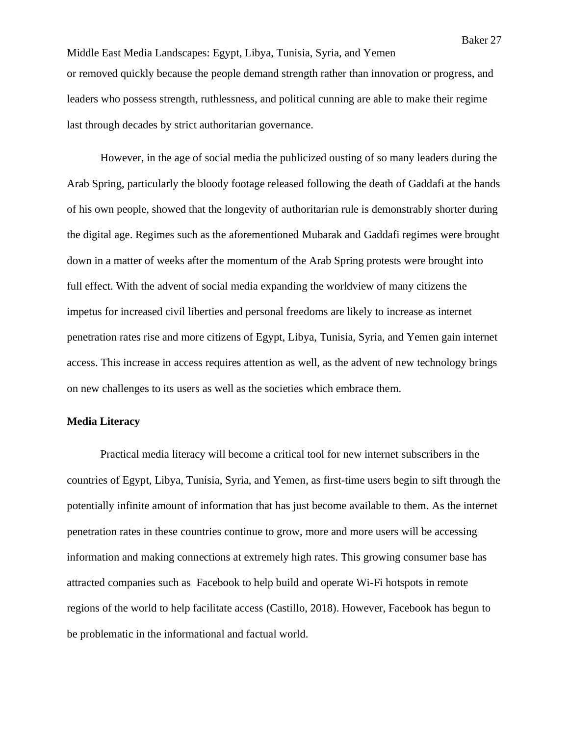or removed quickly because the people demand strength rather than innovation or progress, and leaders who possess strength, ruthlessness, and political cunning are able to make their regime last through decades by strict authoritarian governance.

However, in the age of social media the publicized ousting of so many leaders during the Arab Spring, particularly the bloody footage released following the death of Gaddafi at the hands of his own people, showed that the longevity of authoritarian rule is demonstrably shorter during the digital age. Regimes such as the aforementioned Mubarak and Gaddafi regimes were brought down in a matter of weeks after the momentum of the Arab Spring protests were brought into full effect. With the advent of social media expanding the worldview of many citizens the impetus for increased civil liberties and personal freedoms are likely to increase as internet penetration rates rise and more citizens of Egypt, Libya, Tunisia, Syria, and Yemen gain internet access. This increase in access requires attention as well, as the advent of new technology brings on new challenges to its users as well as the societies which embrace them.

**Media Literacy**

Practical media literacy will become a critical tool for new internet subscribers in the countries of Egypt, Libya, Tunisia, Syria, and Yemen, as first-time users begin to sift through the potentially infinite amount of information that has just become available to them. As the internet penetration rates in these countries continue to grow, more and more users will be accessing information and making connections at extremely high rates. This growing consumer base has attracted companies such as Facebook to help build and operate Wi-Fi hotspots in remote regions of the world to help facilitate access (Castillo, 2018). However, Facebook has begun to be problematic in the informational and factual world.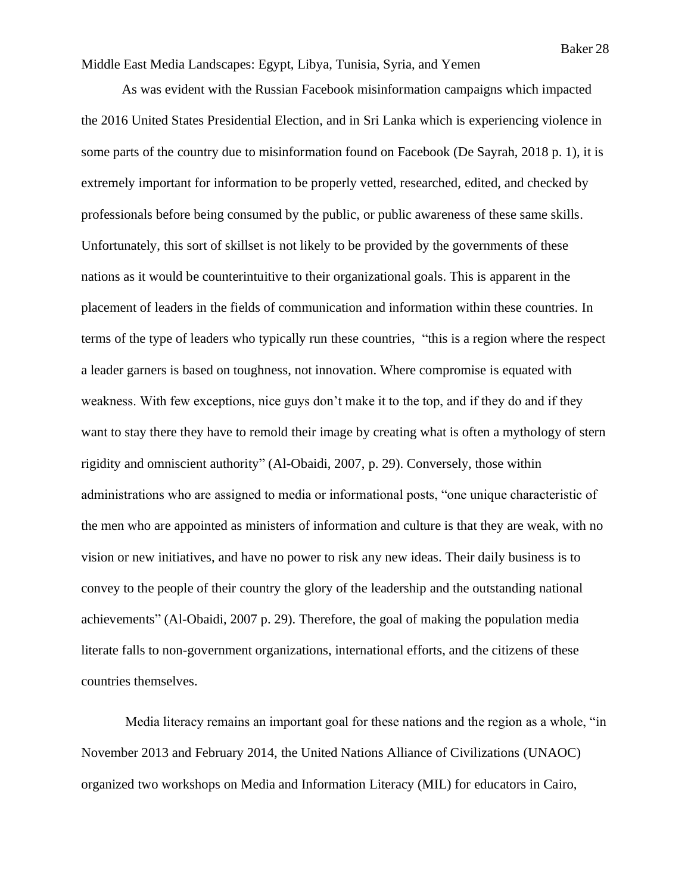Middle East Media Landscapes: Egypt, Libya, Tunisia, Syria, and Yemen

As was evident with the Russian Facebook misinformation campaigns which impacted the 2016 United States Presidential Election, and in Sri Lanka which is experiencing violence in some parts of the country due to misinformation found on Facebook (De Sayrah, 2018 p. 1), it is extremely important for information to be properly vetted, researched, edited, and checked by professionals before being consumed by the public, or public awareness of these same skills. Unfortunately, this sort of skillset is not likely to be provided by the governments of these nations as it would be counterintuitive to their organizational goals. This is apparent in the placement of leaders in the fields of communication and information within these countries. In terms of the type of leaders who typically run these countries, "this is a region where the respect a leader garners is based on toughness, not innovation. Where compromise is equated with weakness. With few exceptions, nice guys don't make it to the top, and if they do and if they want to stay there they have to remold their image by creating what is often a mythology of stern rigidity and omniscient authority" (Al-Obaidi, 2007, p. 29). Conversely, those within administrations who are assigned to media or informational posts, "one unique characteristic of the men who are appointed as ministers of information and culture is that they are weak, with no vision or new initiatives, and have no power to risk any new ideas. Their daily business is to convey to the people of their country the glory of the leadership and the outstanding national achievements" (Al-Obaidi, 2007 p. 29). Therefore, the goal of making the population media literate falls to non-government organizations, international efforts, and the citizens of these countries themselves.

Media literacy remains an important goal for these nations and the region as a whole, "in November 2013 and February 2014, the United Nations Alliance of Civilizations (UNAOC) organized two workshops on Media and Information Literacy (MIL) for educators in Cairo,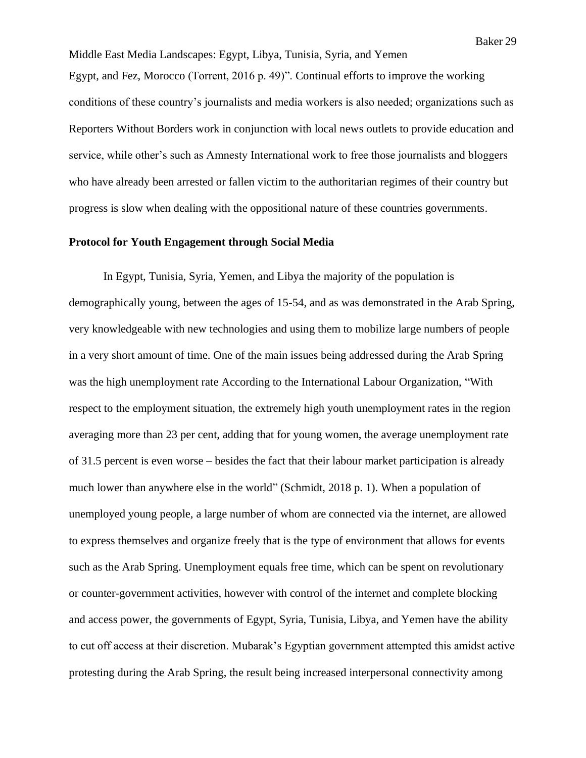Egypt, and Fez, Morocco (Torrent, 2016 p. 49)". Continual efforts to improve the working conditions of these country's journalists and media workers is also needed; organizations such as Reporters Without Borders work in conjunction with local news outlets to provide education and service, while other's such as Amnesty International work to free those journalists and bloggers who have already been arrested or fallen victim to the authoritarian regimes of their country but progress is slow when dealing with the oppositional nature of these countries governments.

**Protocol for Youth Engagement through Social Media**

In Egypt, Tunisia, Syria, Yemen, and Libya the majority of the population is demographically young, between the ages of 15-54, and as was demonstrated in the Arab Spring, very knowledgeable with new technologies and using them to mobilize large numbers of people in a very short amount of time. One of the main issues being addressed during the Arab Spring was the high unemployment rate According to the International Labour Organization, "With respect to the employment situation, the extremely high youth unemployment rates in the region averaging more than 23 per cent, adding that for young women, the average unemployment rate of 31.5 percent is even worse – besides the fact that their labour market participation is already much lower than anywhere else in the world" (Schmidt, 2018 p. 1). When a population of unemployed young people, a large number of whom are connected via the internet, are allowed to express themselves and organize freely that is the type of environment that allows for events such as the Arab Spring. Unemployment equals free time, which can be spent on revolutionary or counter-government activities, however with control of the internet and complete blocking and access power, the governments of Egypt, Syria, Tunisia, Libya, and Yemen have the ability to cut off access at their discretion. Mubarak's Egyptian government attempted this amidst active protesting during the Arab Spring, the result being increased interpersonal connectivity among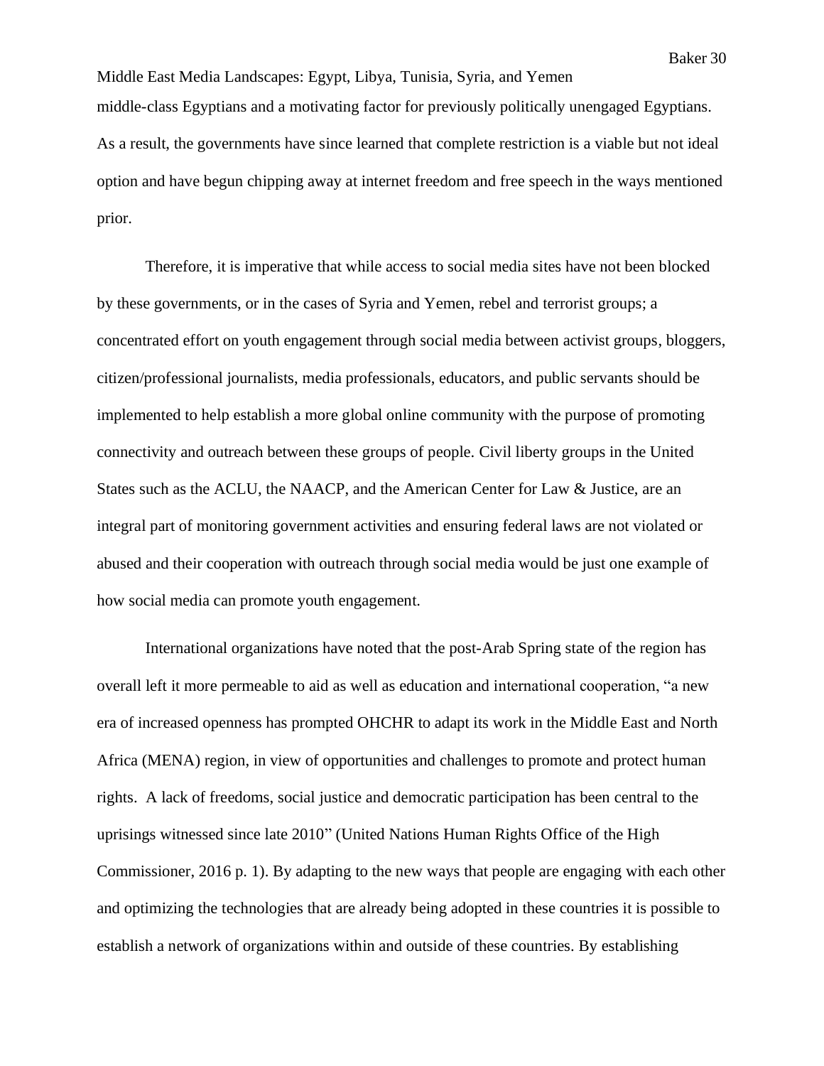middle-class Egyptians and a motivating factor for previously politically unengaged Egyptians. As a result, the governments have since learned that complete restriction is a viable but not ideal option and have begun chipping away at internet freedom and free speech in the ways mentioned prior.

Therefore, it is imperative that while access to social media sites have not been blocked by these governments, or in the cases of Syria and Yemen, rebel and terrorist groups; a concentrated effort on youth engagement through social media between activist groups, bloggers, citizen/professional journalists, media professionals, educators, and public servants should be implemented to help establish a more global online community with the purpose of promoting connectivity and outreach between these groups of people. Civil liberty groups in the United States such as the ACLU, the NAACP, and the American Center for Law & Justice, are an integral part of monitoring government activities and ensuring federal laws are not violated or abused and their cooperation with outreach through social media would be just one example of how social media can promote youth engagement.

International organizations have noted that the post-Arab Spring state of the region has overall left it more permeable to aid as well as education and international cooperation, "a new era of increased openness has prompted OHCHR to adapt its work in the Middle East and North Africa (MENA) region, in view of opportunities and challenges to promote and protect human rights. A lack of freedoms, social justice and democratic participation has been central to the uprisings witnessed since late 2010" (United Nations Human Rights Office of the High Commissioner, 2016 p. 1). By adapting to the new ways that people are engaging with each other and optimizing the technologies that are already being adopted in these countries it is possible to establish a network of organizations within and outside of these countries. By establishing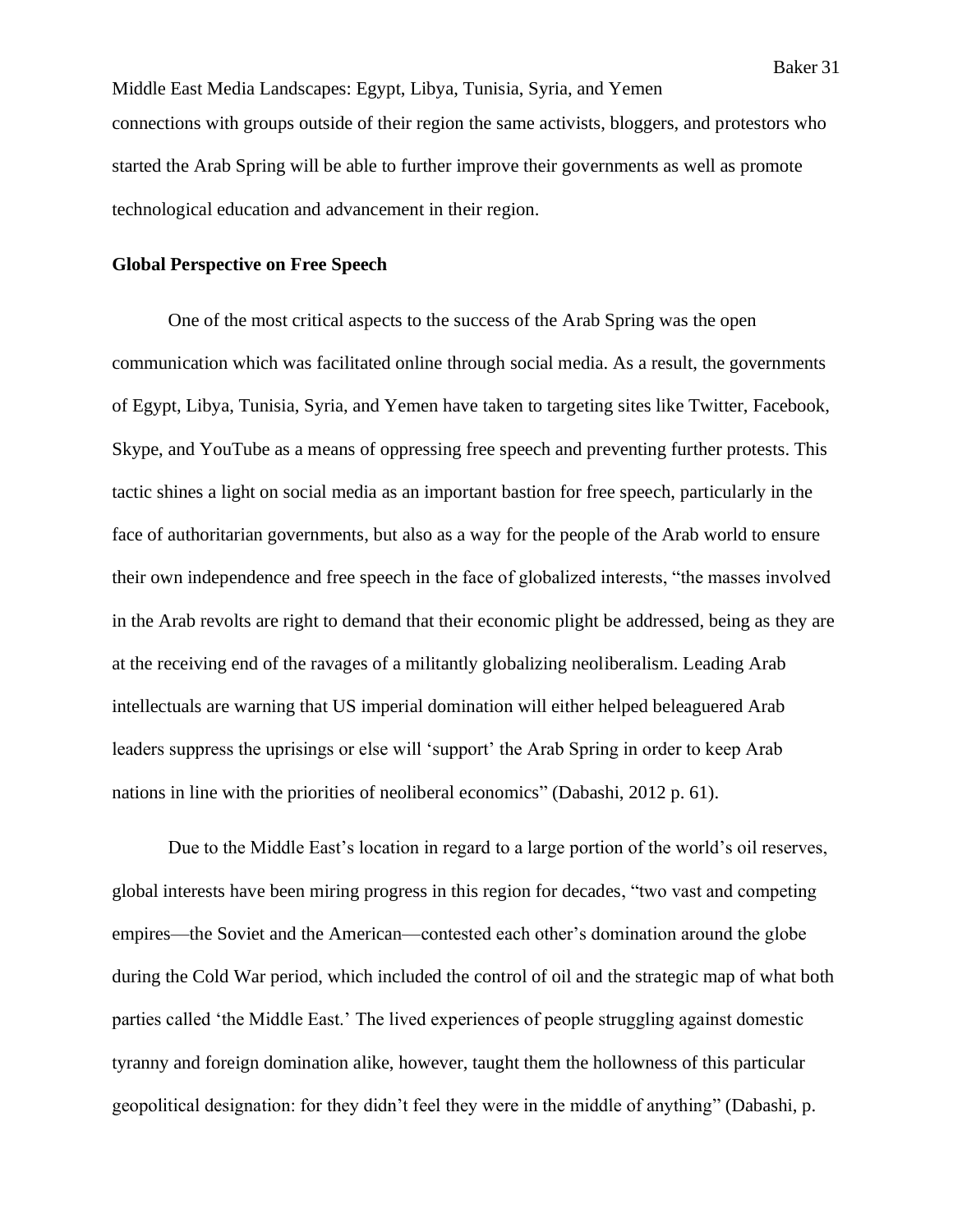connections with groups outside of their region the same activists, bloggers, and protestors who started the Arab Spring will be able to further improve their governments as well as promote technological education and advancement in their region.

### Global Perspective on Free Speech

One of the most critical aspects to the success of the Arab Spring was the open communication which was facilitated online through social media. As a result, the governments of Egypt, Libya, Tunisia, Syria, and Yemen have taken to targeting sites like Twitter, Facebook, Skype, and YouTube as a means of oppressing free speech and preventing further protests. This tactic shines a light on social media as an important bastion for free speech, particularly in the face of authoritarian governments, but also as a way for the people of the Arab world to ensure their own independence and free speech in the face of globalized interests, "the masses involved in the Arab revolts are right to demand that their economic plight be addressed, being as they are at the receiving end of the ravages of a militantly globalizing neoliberalism. Leading Arab intellectuals are warning that US imperial domination will either helped beleaguered Arab leaders suppress the uprisings or else will 'support' the Arab Spring in order to keep Arab nations in line with the priorities of neoliberal economics" (Dabashi, 2012 p. 61).

Due to the Middle East's location in regard to a large portion of the world's oil reserves, global interests have been miring progress in this region for decades, "two vast and competing empires—the Soviet and the American—contested each other's domination around the globe during the Cold War period, which included the control of oil and the strategic map of what both parties called 'the Middle East.' The lived experiences of people struggling against domestic tyranny and foreign domination alike, however, taught them the hollowness of this particular geopolitical designation: for they didn't feel they were in the middle of anything" (Dabashi, p.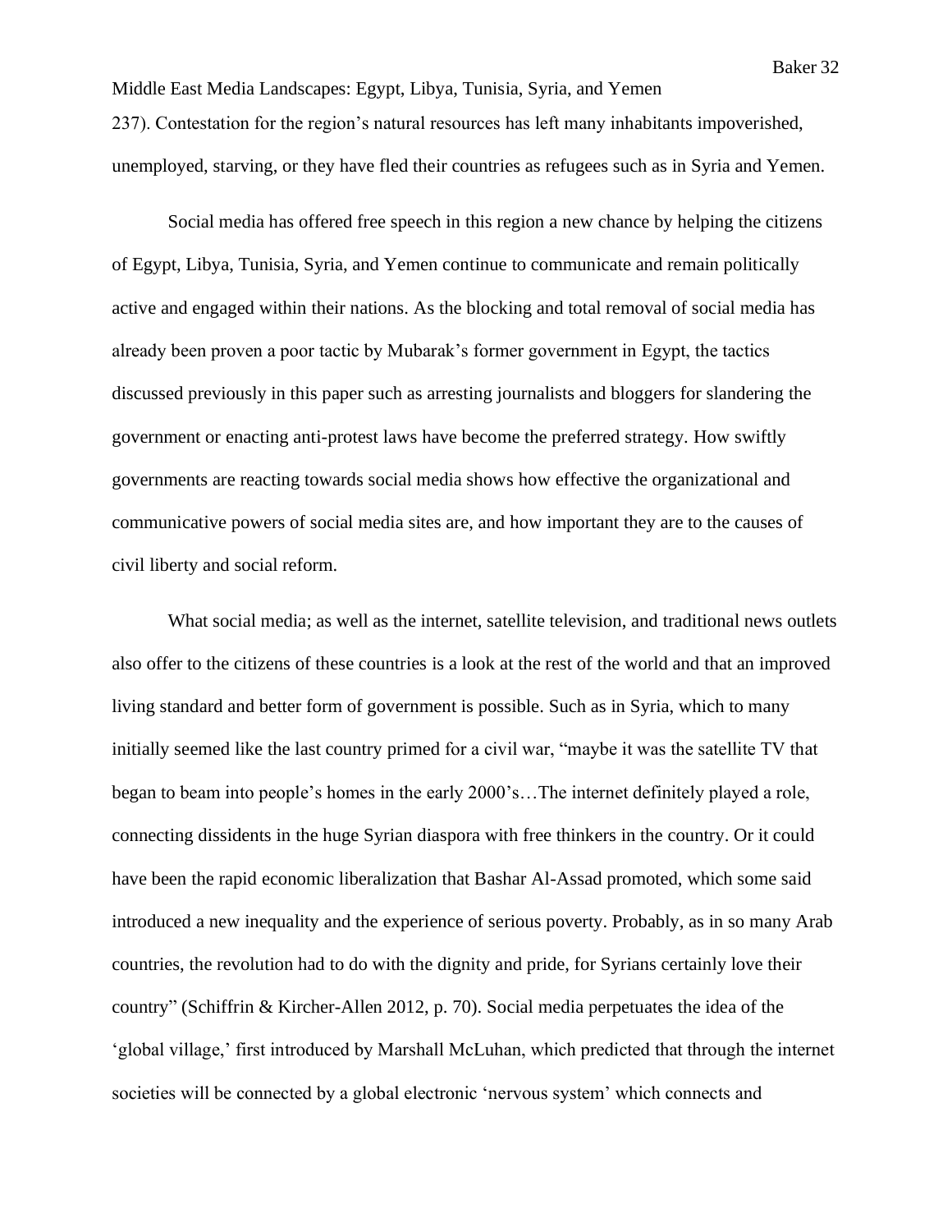237). Contestation for the region's natural resources has left many inhabitants impoverished, unemployed, starving, or they have fled their countries as refugees such as in Syria and Yemen.

Social media has offered free speech in this region a new chance by helping the citizens of Egypt, Libya, Tunisia, Syria, and Yemen continue to communicate and remain politically active and engaged within their nations. As the blocking and total removal of social media has already been proven a poor tactic by Mubarak's former government in Egypt, the tactics discussed previously in this paper such as arresting journalists and bloggers for slandering the government or enacting anti-protest laws have become the preferred strategy. How swiftly governments are reacting towards social media shows how effective the organizational and communicative powers of social media sites are, and how important they are to the causes of civil liberty and social reform.

What social media; as well as the internet, satellite television, and traditional news outlets also offer to the citizens of these countries is a look at the rest of the world and that an improved living standard and better form of government is possible. Such as in Syria, which to many initially seemed like the last country primed for a civil war, "maybe it was the satellite TV that began to beam into people's homes in the early 2000's…The internet definitely played a role, connecting dissidents in the huge Syrian diaspora with free thinkers in the country. Or it could have been the rapid economic liberalization that Bashar Al-Assad promoted, which some said introduced a new inequality and the experience of serious poverty. Probably, as in so many Arab countries, the revolution had to do with the dignity and pride, for Syrians certainly love their country" (Schiffrin & Kircher-Allen 2012, p. 70). Social media perpetuates the idea of the 'global village,' first introduced by Marshall McLuhan, which predicted that through the internet societies will be connected by a global electronic 'nervous system' which connects and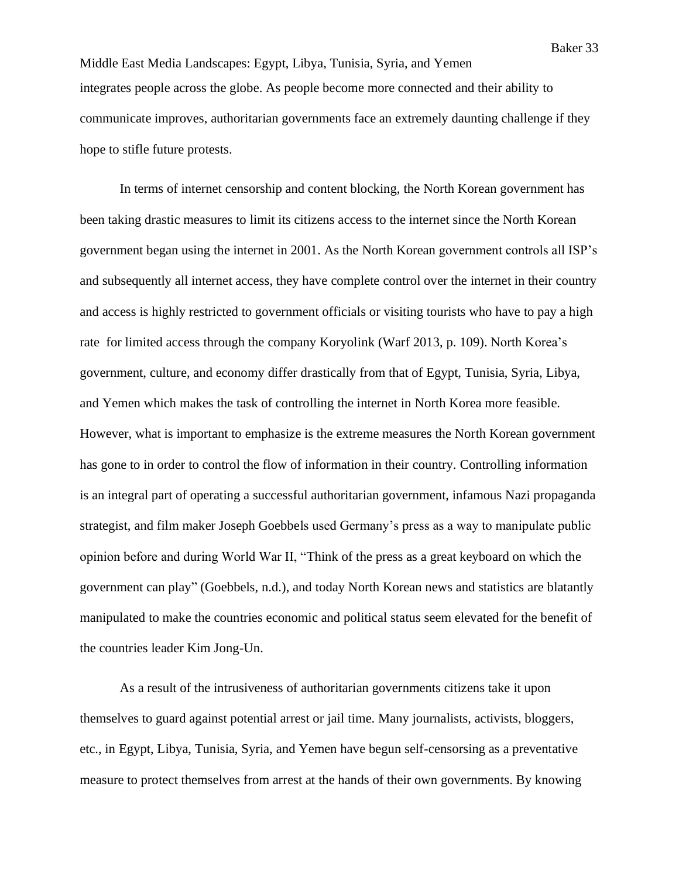integrates people across the globe. As people become more connected and their ability to communicate improves, authoritarian governments face an extremely daunting challenge if they hope to stifle future protests.

In terms of internet censorship and content blocking, the North Korean government has been taking drastic measures to limit its citizens access to the internet since the North Korean government began using the internet in 2001. As the North Korean government controls all ISP's and subsequently all internet access, they have complete control over the internet in their country and access is highly restricted to government officials or visiting tourists who have to pay a high rate for limited access through the company Koryolink (Warf 2013, p. 109). North Korea's government, culture, and economy differ drastically from that of Egypt, Tunisia, Syria, Libya, and Yemen which makes the task of controlling the internet in North Korea more feasible. However, what is important to emphasize is the extreme measures the North Korean government has gone to in order to control the flow of information in their country. Controlling information is an integral part of operating a successful authoritarian government, infamous Nazi propaganda strategist, and film maker Joseph Goebbels used Germany's press as a way to manipulate public opinion before and during World War II, "Think of the press as a great keyboard on which the government can play" (Goebbels, n.d.), and today North Korean news and statistics are blatantly manipulated to make the countries economic and political status seem elevated for the benefit of the countries leader Kim Jong-Un.

As a result of the intrusiveness of authoritarian governments citizens take it upon themselves to guard against potential arrest or jail time. Many journalists, activists, bloggers, etc., in Egypt, Libya, Tunisia, Syria, and Yemen have begun self-censorsing as a preventative measure to protect themselves from arrest at the hands of their own governments. By knowing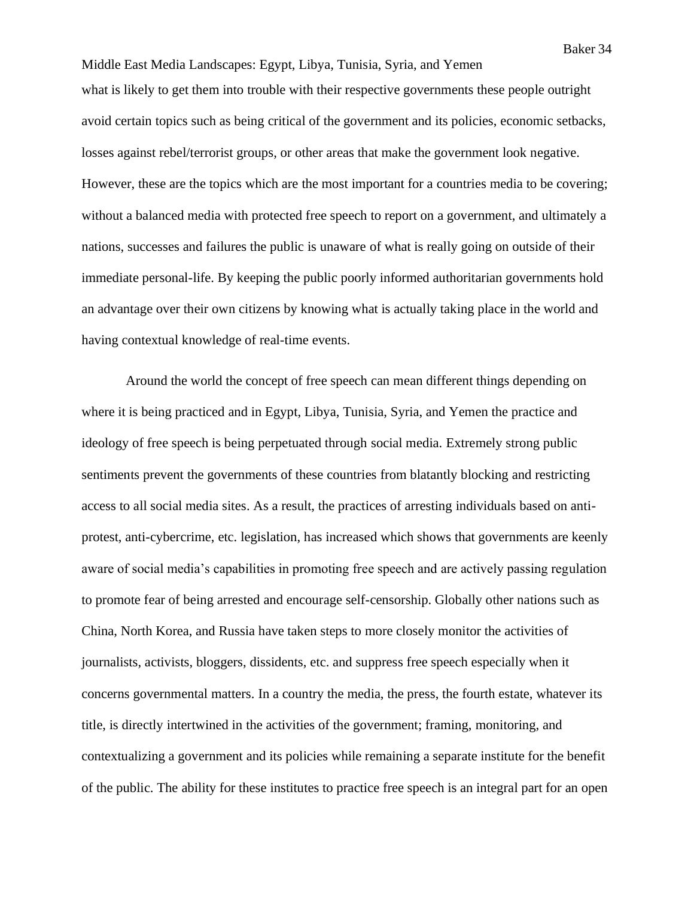what is likely to get them into trouble with their respective governments these people outright avoid certain topics such as being critical of the government and its policies, economic setbacks, losses against rebel/terrorist groups, or other areas that make the government look negative. However, these are the topics which are the most important for a countries media to be covering; without a balanced media with protected free speech to report on a government, and ultimately a nations, successes and failures the public is unaware of what is really going on outside of their immediate personal-life. By keeping the public poorly informed authoritarian governments hold an advantage over their own citizens by knowing what is actually taking place in the world and having contextual knowledge of real-time events.

Around the world the concept of free speech can mean different things depending on where it is being practiced and in Egypt, Libya, Tunisia, Syria, and Yemen the practice and ideology of free speech is being perpetuated through social media. Extremely strong public sentiments prevent the governments of these countries from blatantly blocking and restricting access to all social media sites. As a result, the practices of arresting individuals based on anti-protest, anti-cybercrime, etc. legislation, has increased which shows that governments are keenly aware of social media's capabilities in promoting free speech and are actively passing regulation to promote fear of being arrested and encourage self-censorship. Globally other nations such as China, North Korea, and Russia have taken steps to more closely monitor the activities of journalists, activists, bloggers, dissidents, etc. and suppress free speech especially when it concerns governmental matters. In a country the media, the press, the fourth estate, whatever its title, is directly intertwined in the activities of the government; framing, monitoring, and contextualizing a government and its policies while remaining a separate institute for the benefit of the public. The ability for these institutes to practice free speech is an integral part for an open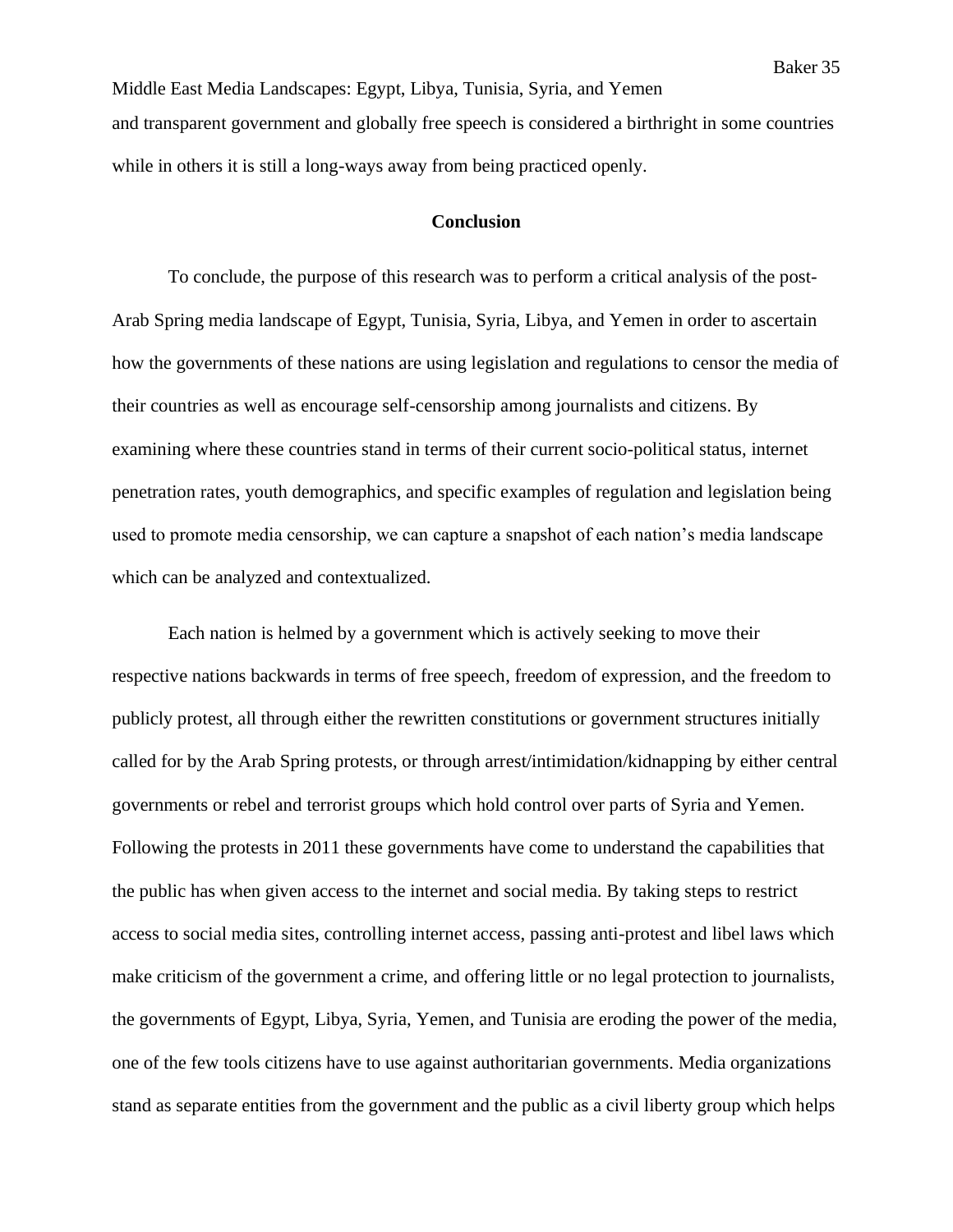and transparent government and globally free speech is considered a birthright in some countries while in others it is still a long-ways away from being practiced openly.

## Conclusion

To conclude, the purpose of this research was to perform a critical analysis of the post-Arab Spring media landscape of Egypt, Tunisia, Syria, Libya, and Yemen in order to ascertain how the governments of these nations are using legislation and regulations to censor the media of their countries as well as encourage self-censorship among journalists and citizens. By examining where these countries stand in terms of their current socio-political status, internet penetration rates, youth demographics, and specific examples of regulation and legislation being used to promote media censorship, we can capture a snapshot of each nation's media landscape which can be analyzed and contextualized.

Each nation is helmed by a government which is actively seeking to move their respective nations backwards in terms of free speech, freedom of expression, and the freedom to publicly protest, all through either the rewritten constitutions or government structures initially called for by the Arab Spring protests, or through arrest/intimidation/kidnapping by either central governments or rebel and terrorist groups which hold control over parts of Syria and Yemen. Following the protests in 2011 these governments have come to understand the capabilities that the public has when given access to the internet and social media. By taking steps to restrict access to social media sites, controlling internet access, passing anti-protest and libel laws which make criticism of the government a crime, and offering little or no legal protection to journalists, the governments of Egypt, Libya, Syria, Yemen, and Tunisia are eroding the power of the media, one of the few tools citizens have to use against authoritarian governments. Media organizations stand as separate entities from the government and the public as a civil liberty group which helps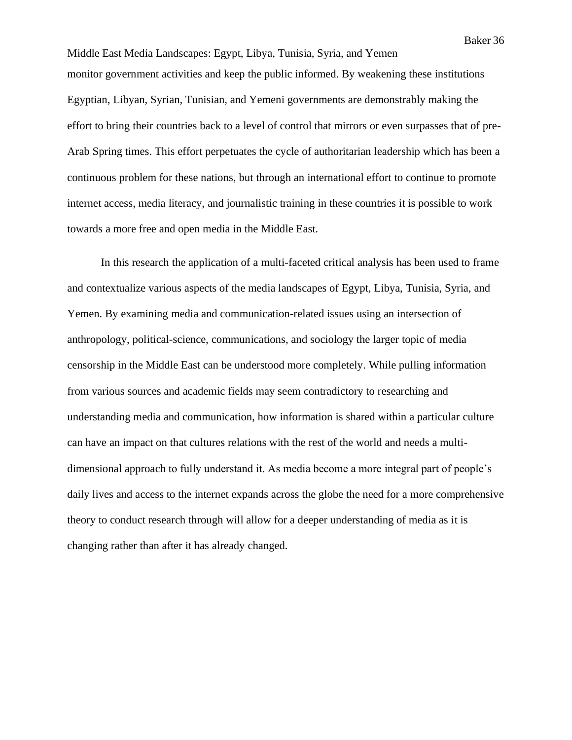monitor government activities and keep the public informed. By weakening these institutions Egyptian, Libyan, Syrian, Tunisian, and Yemeni governments are demonstrably making the effort to bring their countries back to a level of control that mirrors or even surpasses that of pre-Arab Spring times. This effort perpetuates the cycle of authoritarian leadership which has been a continuous problem for these nations, but through an international effort to continue to promote internet access, media literacy, and journalistic training in these countries it is possible to work towards a more free and open media in the Middle East.

In this research the application of a multi-faceted critical analysis has been used to frame and contextualize various aspects of the media landscapes of Egypt, Libya, Tunisia, Syria, and Yemen. By examining media and communication-related issues using an intersection of anthropology, political-science, communications, and sociology the larger topic of media censorship in the Middle East can be understood more completely. While pulling information from various sources and academic fields may seem contradictory to researching and understanding media and communication, how information is shared within a particular culture can have an impact on that cultures relations with the rest of the world and needs a multi-dimensional approach to fully understand it. As media become a more integral part of people's daily lives and access to the internet expands across the globe the need for a more comprehensive theory to conduct research through will allow for a deeper understanding of media as it is changing rather than after it has already changed.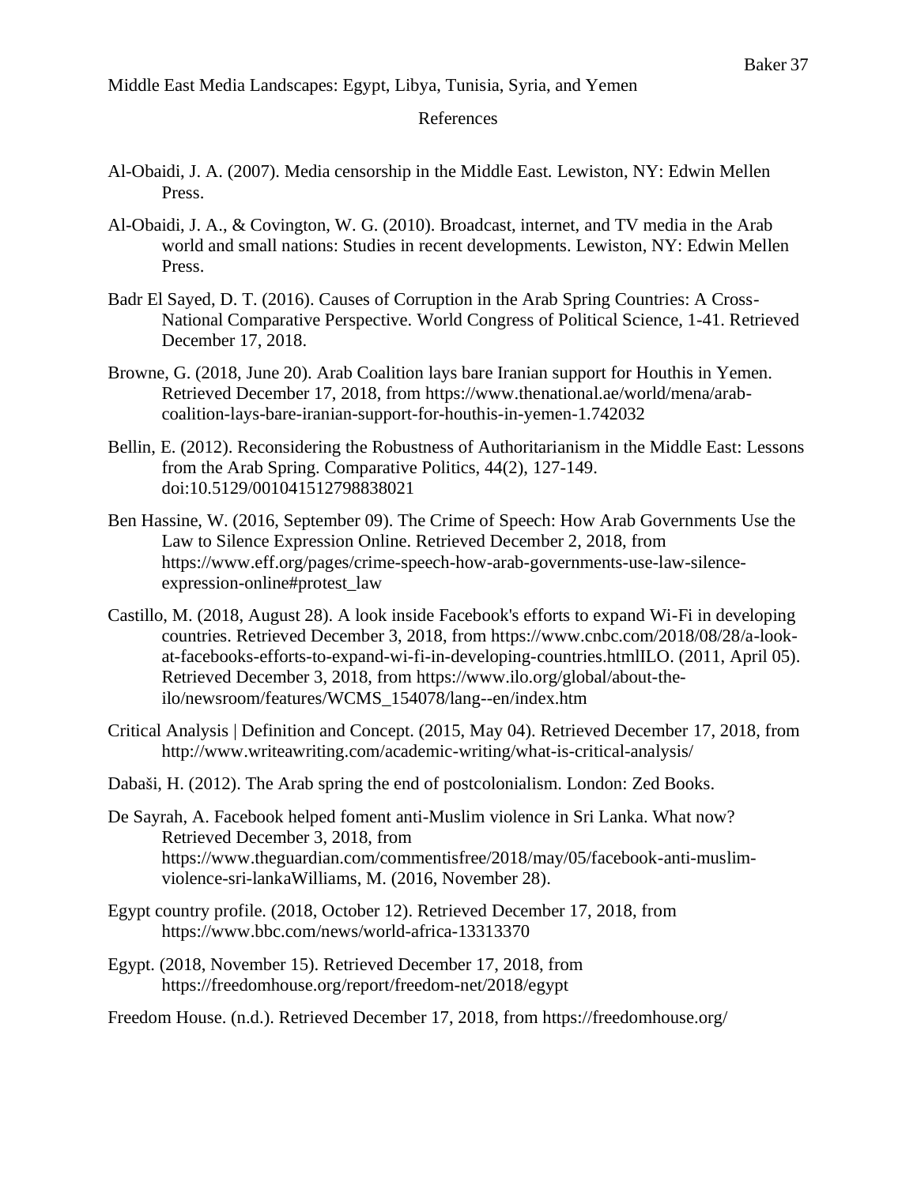# References

Al-Obaidi, J. A. (2007). Media censorship in the Middle East. Lewiston, NY: Edwin Mellen Press.

Al-Obaidi, J. A., & Covington, W. G. (2010). Broadcast, internet, and TV media in the Arab world and small nations: Studies in recent developments. Lewiston, NY: Edwin Mellen Press.

Badr El Sayed, D. T. (2016). Causes of Corruption in the Arab Spring Countries: A Cross-National Comparative Perspective. World Congress of Political Science, 1-41. Retrieved December 17, 2018.

Browne, G. (2018, June 20). Arab Coalition lays bare Iranian support for Houthis in Yemen. Retrieved December 17, 2018, from https://www.thenational.ae/world/mena/arab-coalition-lays-bare-iranian-support-for-houthis-in-yemen-1.742032

Bellin, E. (2012). Reconsidering the Robustness of Authoritarianism in the Middle East: Lessons from the Arab Spring. Comparative Politics, 44(2), 127-149. doi:10.5129/001041512798838021

Ben Hassine, W. (2016, September 09). The Crime of Speech: How Arab Governments Use the Law to Silence Expression Online. Retrieved December 2, 2018, from https://www.eff.org/pages/crime-speech-how-arab-governments-use-law-silence-expression-online#protest_law

Castillo, M. (2018, August 28). A look inside Facebook's efforts to expand Wi-Fi in developing countries. Retrieved December 3, 2018, from https://www.cnbc.com/2018/08/28/a-look-at-facebooks-efforts-to-expand-wi-fi-in-developing-countries.htmlILO. (2011, April 05). Retrieved December 3, 2018, from https://www.ilo.org/global/about-the-ilo/newsroom/features/WCMS_154078/lang--en/index.htm

Critical Analysis | Definition and Concept. (2015, May 04). Retrieved December 17, 2018, from http://www.writeawriting.com/academic-writing/what-is-critical-analysis/

Dabaši, H. (2012). The Arab spring the end of postcolonialism. London: Zed Books.

De Sayrah, A. Facebook helped foment anti-Muslim violence in Sri Lanka. What now? Retrieved December 3, 2018, from https://www.theguardian.com/commentisfree/2018/may/05/facebook-anti-muslim-violence-sri-lankaWilliams, M. (2016, November 28).

Egypt country profile. (2018, October 12). Retrieved December 17, 2018, from https://www.bbc.com/news/world-africa-13313370

Egypt. (2018, November 15). Retrieved December 17, 2018, from https://freedomhouse.org/report/freedom-net/2018/egypt

Freedom House. (n.d.). Retrieved December 17, 2018, from https://freedomhouse.org/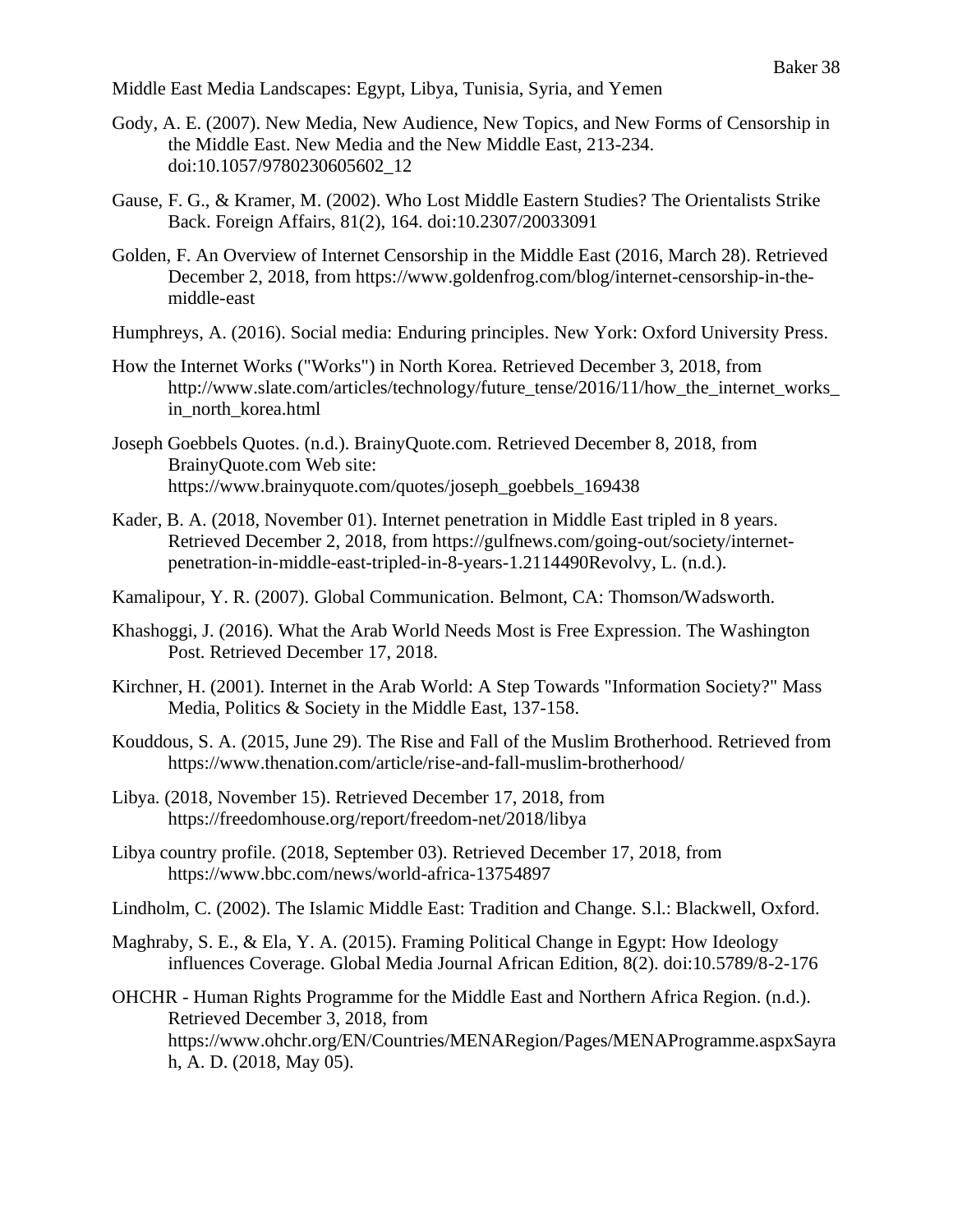Middle East Media Landscapes: Egypt, Libya, Tunisia, Syria, and Yemen

Gody, A. E. (2007). New Media, New Audience, New Topics, and New Forms of Censorship in the Middle East. New Media and the New Middle East, 213-234. doi:10.1057/9780230605602_12

Gause, F. G., & Kramer, M. (2002). Who Lost Middle Eastern Studies? The Orientalists Strike Back. Foreign Affairs, 81(2), 164. doi:10.2307/20033091

Golden, F. An Overview of Internet Censorship in the Middle East (2016, March 28). Retrieved December 2, 2018, from https://www.goldenfrog.com/blog/internet-censorship-in-the-middle-east

Humphreys, A. (2016). Social media: Enduring principles. New York: Oxford University Press.

How the Internet Works ("Works") in North Korea. Retrieved December 3, 2018, from http://www.slate.com/articles/technology/future_tense/2016/11/how_the_internet_works_in_north_korea.html

Joseph Goebbels Quotes. (n.d.). BrainyQuote.com. Retrieved December 8, 2018, from BrainyQuote.com Web site: https://www.brainyquote.com/quotes/joseph_goebbels_169438

Kader, B. A. (2018, November 01). Internet penetration in Middle East tripled in 8 years. Retrieved December 2, 2018, from https://gulfnews.com/going-out/society/internet-penetration-in-middle-east-tripled-in-8-years-1.2114490Revolvy, L. (n.d.).

Kamalipour, Y. R. (2007). Global Communication. Belmont, CA: Thomson/Wadsworth.

Khashoggi, J. (2016). What the Arab World Needs Most is Free Expression. The Washington Post. Retrieved December 17, 2018.

Kirchner, H. (2001). Internet in the Arab World: A Step Towards "Information Society?" Mass Media, Politics & Society in the Middle East, 137-158.

Kouddous, S. A. (2015, June 29). The Rise and Fall of the Muslim Brotherhood. Retrieved from https://www.thenation.com/article/rise-and-fall-muslim-brotherhood/

Libya. (2018, November 15). Retrieved December 17, 2018, from https://freedomhouse.org/report/freedom-net/2018/libya

Libya country profile. (2018, September 03). Retrieved December 17, 2018, from https://www.bbc.com/news/world-africa-13754897

Lindholm, C. (2002). The Islamic Middle East: Tradition and Change. S.l.: Blackwell, Oxford.

Maghraby, S. E., & Ela, Y. A. (2015). Framing Political Change in Egypt: How Ideology influences Coverage. Global Media Journal African Edition, 8(2). doi:10.5789/8-2-176

OHCHR - Human Rights Programme for the Middle East and Northern Africa Region. (n.d.). Retrieved December 3, 2018, from https://www.ohchr.org/EN/Countries/MENARegion/Pages/MENAProgramme.aspxSayrah, A. D. (2018, May 05).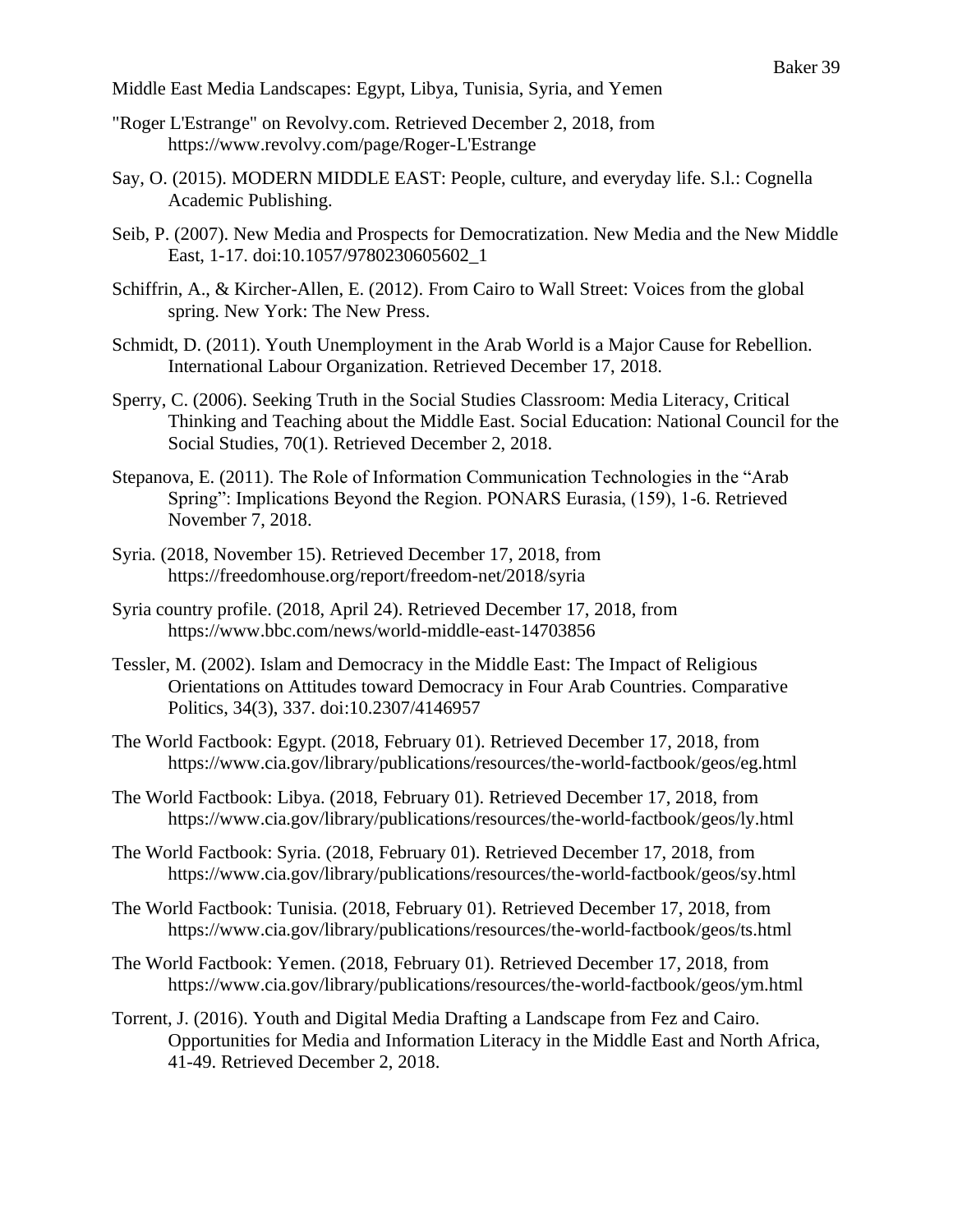Middle East Media Landscapes: Egypt, Libya, Tunisia, Syria, and Yemen

"Roger L'Estrange" on Revolvy.com. Retrieved December 2, 2018, from https://www.revolvy.com/page/Roger-L'Estrange

Say, O. (2015). MODERN MIDDLE EAST: People, culture, and everyday life. S.l.: Cognella Academic Publishing.

Seib, P. (2007). New Media and Prospects for Democratization. New Media and the New Middle East, 1-17. doi:10.1057/9780230605602_1

Schiffrin, A., & Kircher-Allen, E. (2012). From Cairo to Wall Street: Voices from the global spring. New York: The New Press.

Schmidt, D. (2011). Youth Unemployment in the Arab World is a Major Cause for Rebellion. International Labour Organization. Retrieved December 17, 2018.

Sperry, C. (2006). Seeking Truth in the Social Studies Classroom: Media Literacy, Critical Thinking and Teaching about the Middle East. Social Education: National Council for the Social Studies, 70(1). Retrieved December 2, 2018.

Stepanova, E. (2011). The Role of Information Communication Technologies in the "Arab Spring": Implications Beyond the Region. PONARS Eurasia, (159), 1-6. Retrieved November 7, 2018.

Syria. (2018, November 15). Retrieved December 17, 2018, from https://freedomhouse.org/report/freedom-net/2018/syria

Syria country profile. (2018, April 24). Retrieved December 17, 2018, from https://www.bbc.com/news/world-middle-east-14703856

Tessler, M. (2002). Islam and Democracy in the Middle East: The Impact of Religious Orientations on Attitudes toward Democracy in Four Arab Countries. Comparative Politics, 34(3), 337. doi:10.2307/4146957

The World Factbook: Egypt. (2018, February 01). Retrieved December 17, 2018, from https://www.cia.gov/library/publications/resources/the-world-factbook/geos/eg.html

The World Factbook: Libya. (2018, February 01). Retrieved December 17, 2018, from https://www.cia.gov/library/publications/resources/the-world-factbook/geos/ly.html

The World Factbook: Syria. (2018, February 01). Retrieved December 17, 2018, from https://www.cia.gov/library/publications/resources/the-world-factbook/geos/sy.html

The World Factbook: Tunisia. (2018, February 01). Retrieved December 17, 2018, from https://www.cia.gov/library/publications/resources/the-world-factbook/geos/ts.html

The World Factbook: Yemen. (2018, February 01). Retrieved December 17, 2018, from https://www.cia.gov/library/publications/resources/the-world-factbook/geos/ym.html

Torrent, J. (2016). Youth and Digital Media Drafting a Landscape from Fez and Cairo. Opportunities for Media and Information Literacy in the Middle East and North Africa, 41-49. Retrieved December 2, 2018.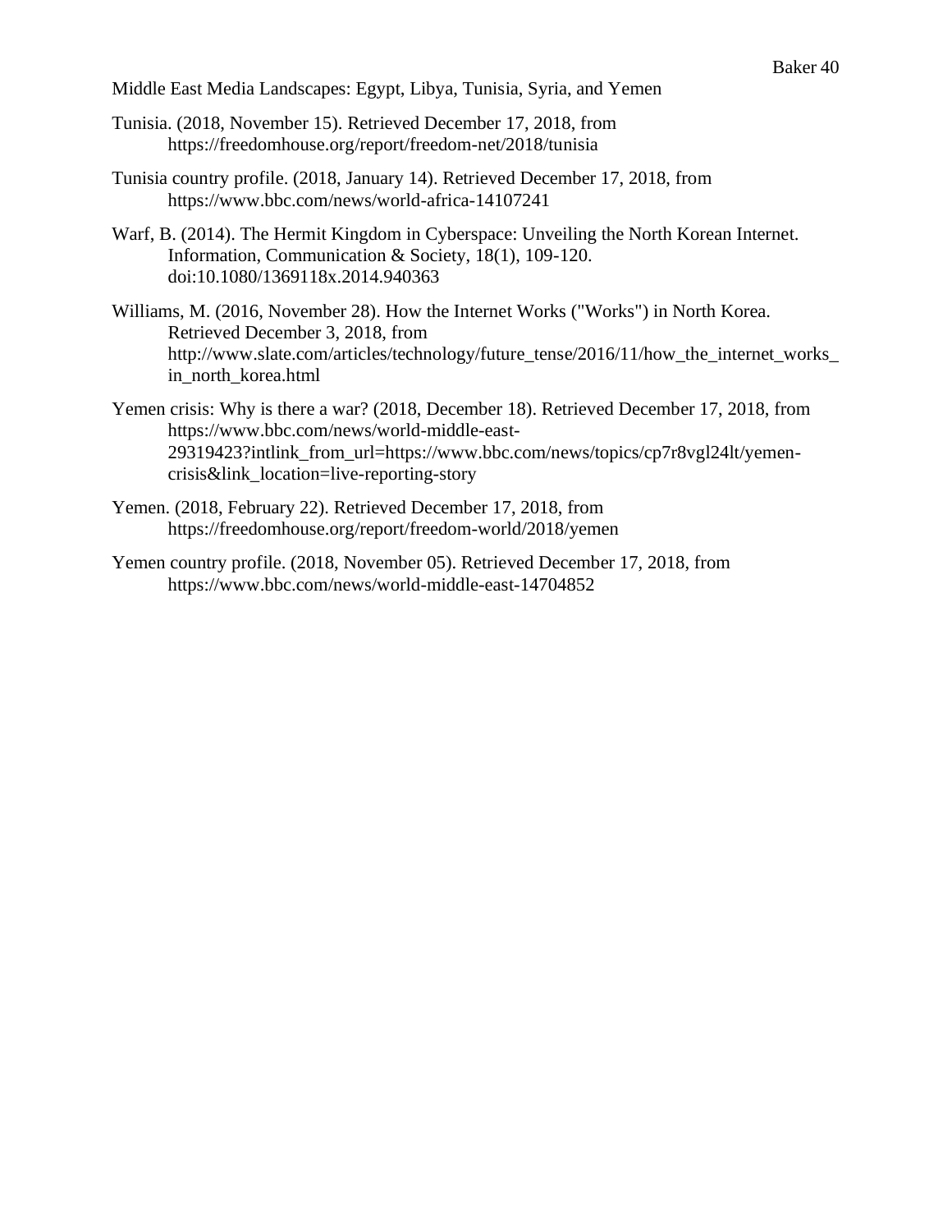Middle East Media Landscapes: Egypt, Libya, Tunisia, Syria, and Yemen

Tunisia. (2018, November 15). Retrieved December 17, 2018, from https://freedomhouse.org/report/freedom-net/2018/tunisia

Tunisia country profile. (2018, January 14). Retrieved December 17, 2018, from https://www.bbc.com/news/world-africa-14107241

Warf, B. (2014). The Hermit Kingdom in Cyberspace: Unveiling the North Korean Internet. Information, Communication & Society, 18(1), 109-120. doi:10.1080/1369118x.2014.940363

Williams, M. (2016, November 28). How the Internet Works ("Works") in North Korea. Retrieved December 3, 2018, from http://www.slate.com/articles/technology/future_tense/2016/11/how_the_internet_works_in_north_korea.html

Yemen crisis: Why is there a war? (2018, December 18). Retrieved December 17, 2018, from https://www.bbc.com/news/world-middle-east-29319423?intlink_from_url=https://www.bbc.com/news/topics/cp7r8vgl24lt/yemen-crisis&link_location=live-reporting-story

Yemen. (2018, February 22). Retrieved December 17, 2018, from https://freedomhouse.org/report/freedom-world/2018/yemen

Yemen country profile. (2018, November 05). Retrieved December 17, 2018, from https://www.bbc.com/news/world-middle-east-14704852